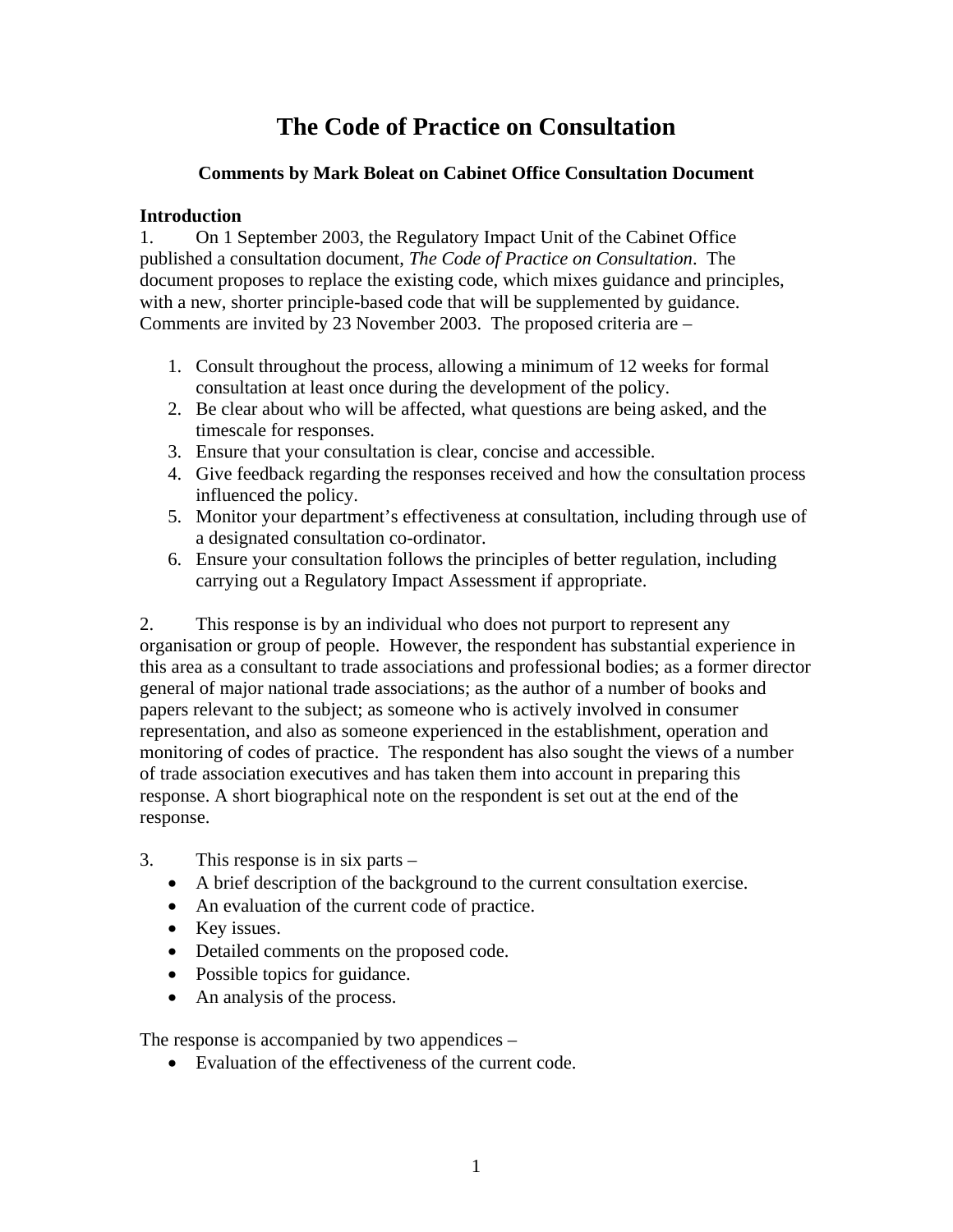# The Code of Practice on Consultation

### Comments by Mark Boleat on Cabinet Office Consultation Document

**Introduction**

1. On 1 September 2003, the Regulatory Impact Unit of the Cabinet Office published a consultation document, *The Code of Practice on Consultation*. The document proposes to replace the existing code, which mixes guidance and principles, with a new, shorter principle-based code that will be supplemented by guidance. Comments are invited by 23 November 2003. The proposed criteria are –

   1. Consult throughout the process, allowing a minimum of 12 weeks for formal consultation at least once during the development of the policy.
   2. Be clear about who will be affected, what questions are being asked, and the timescale for responses.
   3. Ensure that your consultation is clear, concise and accessible.
   4. Give feedback regarding the responses received and how the consultation process influenced the policy.
   5. Monitor your department's effectiveness at consultation, including through use of a designated consultation co-ordinator.
   6. Ensure your consultation follows the principles of better regulation, including carrying out a Regulatory Impact Assessment if appropriate.

2. This response is by an individual who does not purport to represent any organisation or group of people. However, the respondent has substantial experience in this area as a consultant to trade associations and professional bodies; as a former director general of major national trade associations; as the author of a number of books and papers relevant to the subject; as someone who is actively involved in consumer representation, and also as someone experienced in the establishment, operation and monitoring of codes of practice. The respondent has also sought the views of a number of trade association executives and has taken them into account in preparing this response. A short biographical note on the respondent is set out at the end of the response.

3. This response is in six parts –
   - A brief description of the background to the current consultation exercise.
   - An evaluation of the current code of practice.
   - Key issues.
   - Detailed comments on the proposed code.
   - Possible topics for guidance.
   - An analysis of the process.

The response is accompanied by two appendices –

- Evaluation of the effectiveness of the current code.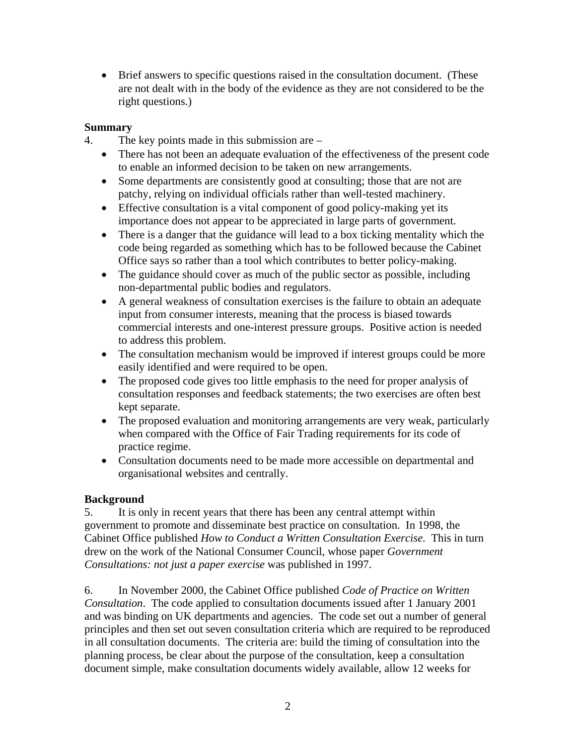- Brief answers to specific questions raised in the consultation document. (These are not dealt with in the body of the evidence as they are not considered to be the right questions.)

**Summary**

4. The key points made in this submission are –

- There has not been an adequate evaluation of the effectiveness of the present code to enable an informed decision to be taken on new arrangements.
- Some departments are consistently good at consulting; those that are not are patchy, relying on individual officials rather than well-tested machinery.
- Effective consultation is a vital component of good policy-making yet its importance does not appear to be appreciated in large parts of government.
- There is a danger that the guidance will lead to a box ticking mentality which the code being regarded as something which has to be followed because the Cabinet Office says so rather than a tool which contributes to better policy-making.
- The guidance should cover as much of the public sector as possible, including non-departmental public bodies and regulators.
- A general weakness of consultation exercises is the failure to obtain an adequate input from consumer interests, meaning that the process is biased towards commercial interests and one-interest pressure groups. Positive action is needed to address this problem.
- The consultation mechanism would be improved if interest groups could be more easily identified and were required to be open.
- The proposed code gives too little emphasis to the need for proper analysis of consultation responses and feedback statements; the two exercises are often best kept separate.
- The proposed evaluation and monitoring arrangements are very weak, particularly when compared with the Office of Fair Trading requirements for its code of practice regime.
- Consultation documents need to be made more accessible on departmental and organisational websites and centrally.

**Background**

5. It is only in recent years that there has been any central attempt within government to promote and disseminate best practice on consultation. In 1998, the Cabinet Office published *How to Conduct a Written Consultation Exercise.* This in turn drew on the work of the National Consumer Council, whose paper *Government Consultations: not just a paper exercise* was published in 1997.

6. In November 2000, the Cabinet Office published *Code of Practice on Written Consultation*. The code applied to consultation documents issued after 1 January 2001 and was binding on UK departments and agencies. The code set out a number of general principles and then set out seven consultation criteria which are required to be reproduced in all consultation documents. The criteria are: build the timing of consultation into the planning process, be clear about the purpose of the consultation, keep a consultation document simple, make consultation documents widely available, allow 12 weeks for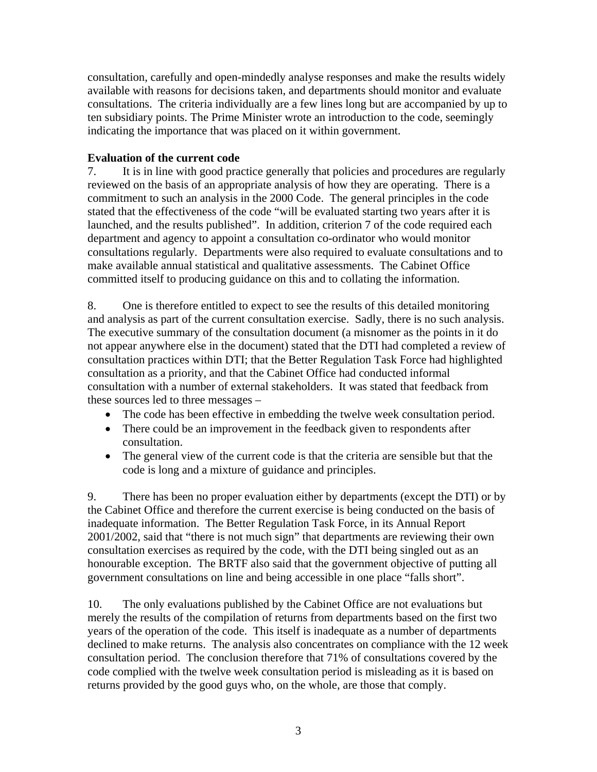consultation, carefully and open-mindedly analyse responses and make the results widely available with reasons for decisions taken, and departments should monitor and evaluate consultations. The criteria individually are a few lines long but are accompanied by up to ten subsidiary points. The Prime Minister wrote an introduction to the code, seemingly indicating the importance that was placed on it within government.

**Evaluation of the current code**

7. It is in line with good practice generally that policies and procedures are regularly reviewed on the basis of an appropriate analysis of how they are operating. There is a commitment to such an analysis in the 2000 Code. The general principles in the code stated that the effectiveness of the code "will be evaluated starting two years after it is launched, and the results published". In addition, criterion 7 of the code required each department and agency to appoint a consultation co-ordinator who would monitor consultations regularly. Departments were also required to evaluate consultations and to make available annual statistical and qualitative assessments. The Cabinet Office committed itself to producing guidance on this and to collating the information.

8. One is therefore entitled to expect to see the results of this detailed monitoring and analysis as part of the current consultation exercise. Sadly, there is no such analysis. The executive summary of the consultation document (a misnomer as the points in it do not appear anywhere else in the document) stated that the DTI had completed a review of consultation practices within DTI; that the Better Regulation Task Force had highlighted consultation as a priority, and that the Cabinet Office had conducted informal consultation with a number of external stakeholders. It was stated that feedback from these sources led to three messages –

- The code has been effective in embedding the twelve week consultation period.
- There could be an improvement in the feedback given to respondents after consultation.
- The general view of the current code is that the criteria are sensible but that the code is long and a mixture of guidance and principles.

9. There has been no proper evaluation either by departments (except the DTI) or by the Cabinet Office and therefore the current exercise is being conducted on the basis of inadequate information. The Better Regulation Task Force, in its Annual Report 2001/2002, said that "there is not much sign" that departments are reviewing their own consultation exercises as required by the code, with the DTI being singled out as an honourable exception. The BRTF also said that the government objective of putting all government consultations on line and being accessible in one place "falls short".

10. The only evaluations published by the Cabinet Office are not evaluations but merely the results of the compilation of returns from departments based on the first two years of the operation of the code. This itself is inadequate as a number of departments declined to make returns. The analysis also concentrates on compliance with the 12 week consultation period. The conclusion therefore that 71% of consultations covered by the code complied with the twelve week consultation period is misleading as it is based on returns provided by the good guys who, on the whole, are those that comply.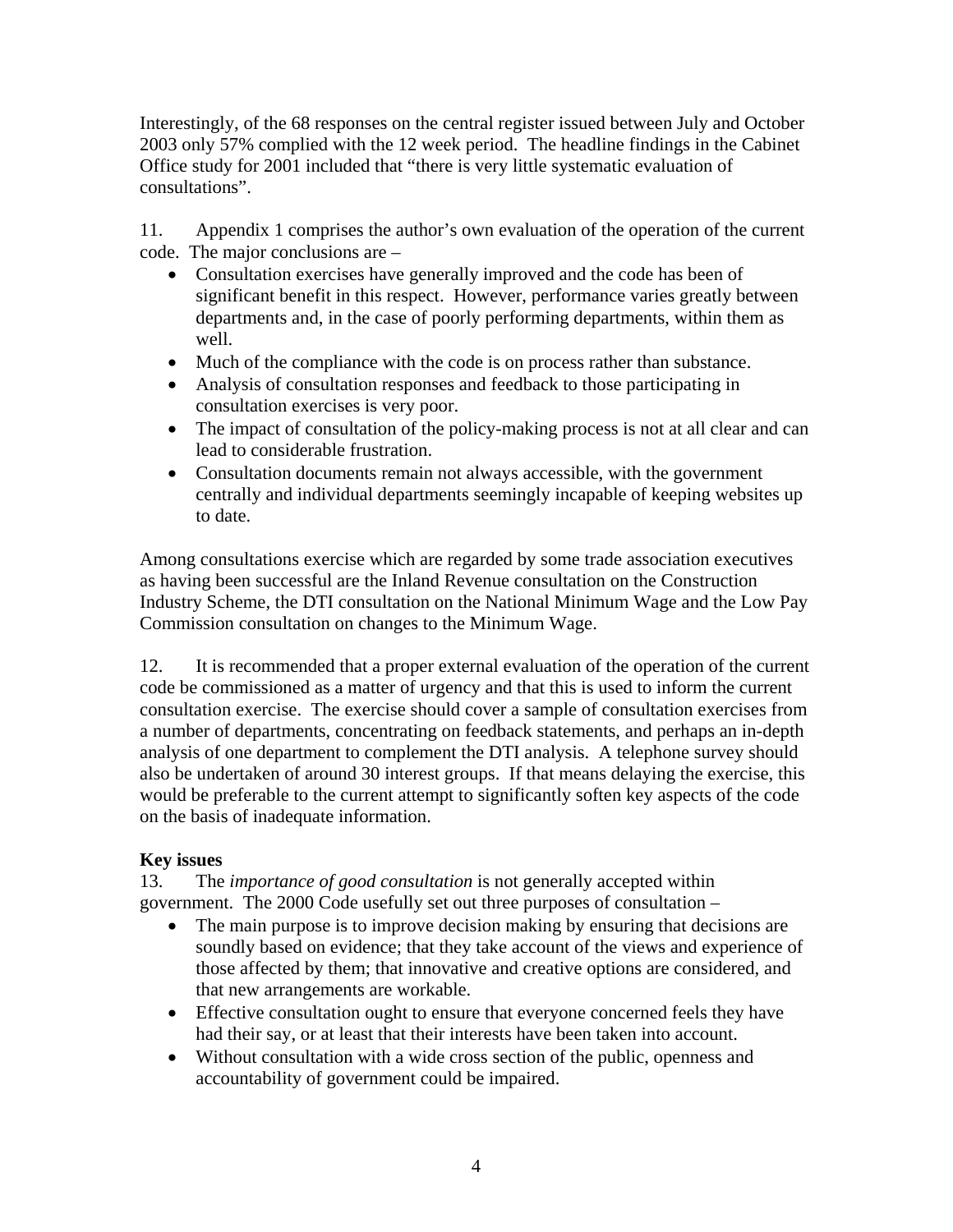Interestingly, of the 68 responses on the central register issued between July and October 2003 only 57% complied with the 12 week period. The headline findings in the Cabinet Office study for 2001 included that "there is very little systematic evaluation of consultations".

11. Appendix 1 comprises the author's own evaluation of the operation of the current code. The major conclusions are –

- Consultation exercises have generally improved and the code has been of significant benefit in this respect. However, performance varies greatly between departments and, in the case of poorly performing departments, within them as well.
- Much of the compliance with the code is on process rather than substance.
- Analysis of consultation responses and feedback to those participating in consultation exercises is very poor.
- The impact of consultation of the policy-making process is not at all clear and can lead to considerable frustration.
- Consultation documents remain not always accessible, with the government centrally and individual departments seemingly incapable of keeping websites up to date.

Among consultations exercise which are regarded by some trade association executives as having been successful are the Inland Revenue consultation on the Construction Industry Scheme, the DTI consultation on the National Minimum Wage and the Low Pay Commission consultation on changes to the Minimum Wage.

12. It is recommended that a proper external evaluation of the operation of the current code be commissioned as a matter of urgency and that this is used to inform the current consultation exercise. The exercise should cover a sample of consultation exercises from a number of departments, concentrating on feedback statements, and perhaps an in-depth analysis of one department to complement the DTI analysis. A telephone survey should also be undertaken of around 30 interest groups. If that means delaying the exercise, this would be preferable to the current attempt to significantly soften key aspects of the code on the basis of inadequate information.

**Key issues**

13. The *importance of good consultation* is not generally accepted within government. The 2000 Code usefully set out three purposes of consultation –

- The main purpose is to improve decision making by ensuring that decisions are soundly based on evidence; that they take account of the views and experience of those affected by them; that innovative and creative options are considered, and that new arrangements are workable.
- Effective consultation ought to ensure that everyone concerned feels they have had their say, or at least that their interests have been taken into account.
- Without consultation with a wide cross section of the public, openness and accountability of government could be impaired.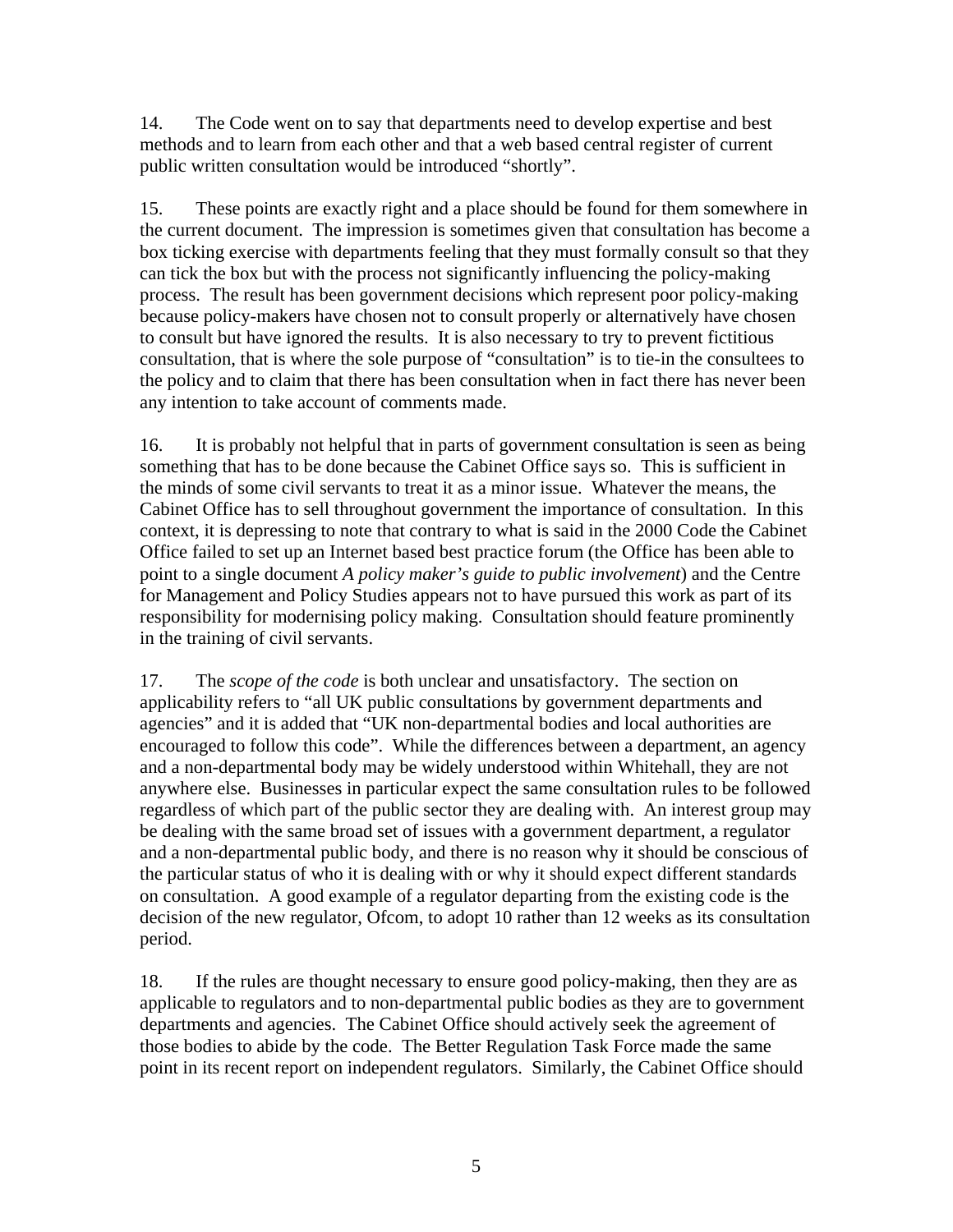14. The Code went on to say that departments need to develop expertise and best methods and to learn from each other and that a web based central register of current public written consultation would be introduced "shortly".

15. These points are exactly right and a place should be found for them somewhere in the current document. The impression is sometimes given that consultation has become a box ticking exercise with departments feeling that they must formally consult so that they can tick the box but with the process not significantly influencing the policy-making process. The result has been government decisions which represent poor policy-making because policy-makers have chosen not to consult properly or alternatively have chosen to consult but have ignored the results. It is also necessary to try to prevent fictitious consultation, that is where the sole purpose of "consultation" is to tie-in the consultees to the policy and to claim that there has been consultation when in fact there has never been any intention to take account of comments made.

16. It is probably not helpful that in parts of government consultation is seen as being something that has to be done because the Cabinet Office says so. This is sufficient in the minds of some civil servants to treat it as a minor issue. Whatever the means, the Cabinet Office has to sell throughout government the importance of consultation. In this context, it is depressing to note that contrary to what is said in the 2000 Code the Cabinet Office failed to set up an Internet based best practice forum (the Office has been able to point to a single document *A policy maker's guide to public involvement*) and the Centre for Management and Policy Studies appears not to have pursued this work as part of its responsibility for modernising policy making. Consultation should feature prominently in the training of civil servants.

17. The *scope of the code* is both unclear and unsatisfactory. The section on applicability refers to "all UK public consultations by government departments and agencies" and it is added that "UK non-departmental bodies and local authorities are encouraged to follow this code". While the differences between a department, an agency and a non-departmental body may be widely understood within Whitehall, they are not anywhere else. Businesses in particular expect the same consultation rules to be followed regardless of which part of the public sector they are dealing with. An interest group may be dealing with the same broad set of issues with a government department, a regulator and a non-departmental public body, and there is no reason why it should be conscious of the particular status of who it is dealing with or why it should expect different standards on consultation. A good example of a regulator departing from the existing code is the decision of the new regulator, Ofcom, to adopt 10 rather than 12 weeks as its consultation period.

18. If the rules are thought necessary to ensure good policy-making, then they are as applicable to regulators and to non-departmental public bodies as they are to government departments and agencies. The Cabinet Office should actively seek the agreement of those bodies to abide by the code. The Better Regulation Task Force made the same point in its recent report on independent regulators. Similarly, the Cabinet Office should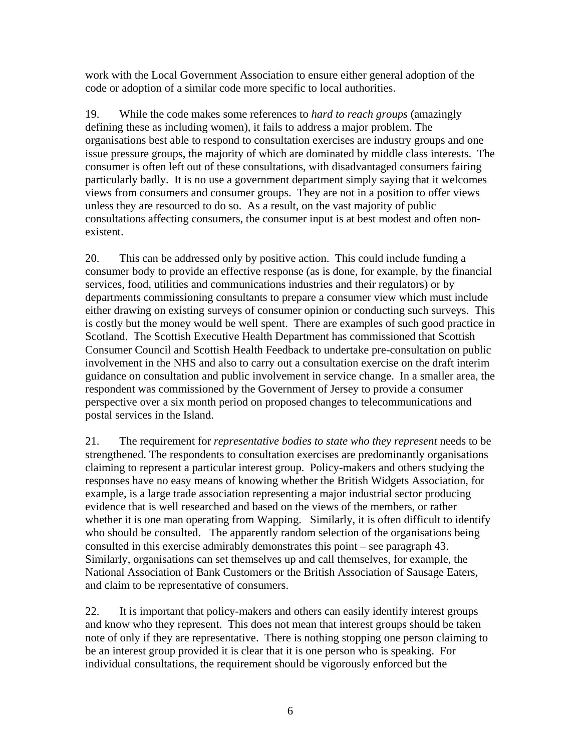work with the Local Government Association to ensure either general adoption of the code or adoption of a similar code more specific to local authorities.

19. While the code makes some references to *hard to reach groups* (amazingly defining these as including women), it fails to address a major problem. The organisations best able to respond to consultation exercises are industry groups and one issue pressure groups, the majority of which are dominated by middle class interests. The consumer is often left out of these consultations, with disadvantaged consumers fairing particularly badly. It is no use a government department simply saying that it welcomes views from consumers and consumer groups. They are not in a position to offer views unless they are resourced to do so. As a result, on the vast majority of public consultations affecting consumers, the consumer input is at best modest and often non-existent.

20. This can be addressed only by positive action. This could include funding a consumer body to provide an effective response (as is done, for example, by the financial services, food, utilities and communications industries and their regulators) or by departments commissioning consultants to prepare a consumer view which must include either drawing on existing surveys of consumer opinion or conducting such surveys. This is costly but the money would be well spent. There are examples of such good practice in Scotland. The Scottish Executive Health Department has commissioned that Scottish Consumer Council and Scottish Health Feedback to undertake pre-consultation on public involvement in the NHS and also to carry out a consultation exercise on the draft interim guidance on consultation and public involvement in service change. In a smaller area, the respondent was commissioned by the Government of Jersey to provide a consumer perspective over a six month period on proposed changes to telecommunications and postal services in the Island.

21. The requirement for *representative bodies to state who they represent* needs to be strengthened. The respondents to consultation exercises are predominantly organisations claiming to represent a particular interest group. Policy-makers and others studying the responses have no easy means of knowing whether the British Widgets Association, for example, is a large trade association representing a major industrial sector producing evidence that is well researched and based on the views of the members, or rather whether it is one man operating from Wapping. Similarly, it is often difficult to identify who should be consulted. The apparently random selection of the organisations being consulted in this exercise admirably demonstrates this point – see paragraph 43. Similarly, organisations can set themselves up and call themselves, for example, the National Association of Bank Customers or the British Association of Sausage Eaters, and claim to be representative of consumers.

22. It is important that policy-makers and others can easily identify interest groups and know who they represent. This does not mean that interest groups should be taken note of only if they are representative. There is nothing stopping one person claiming to be an interest group provided it is clear that it is one person who is speaking. For individual consultations, the requirement should be vigorously enforced but the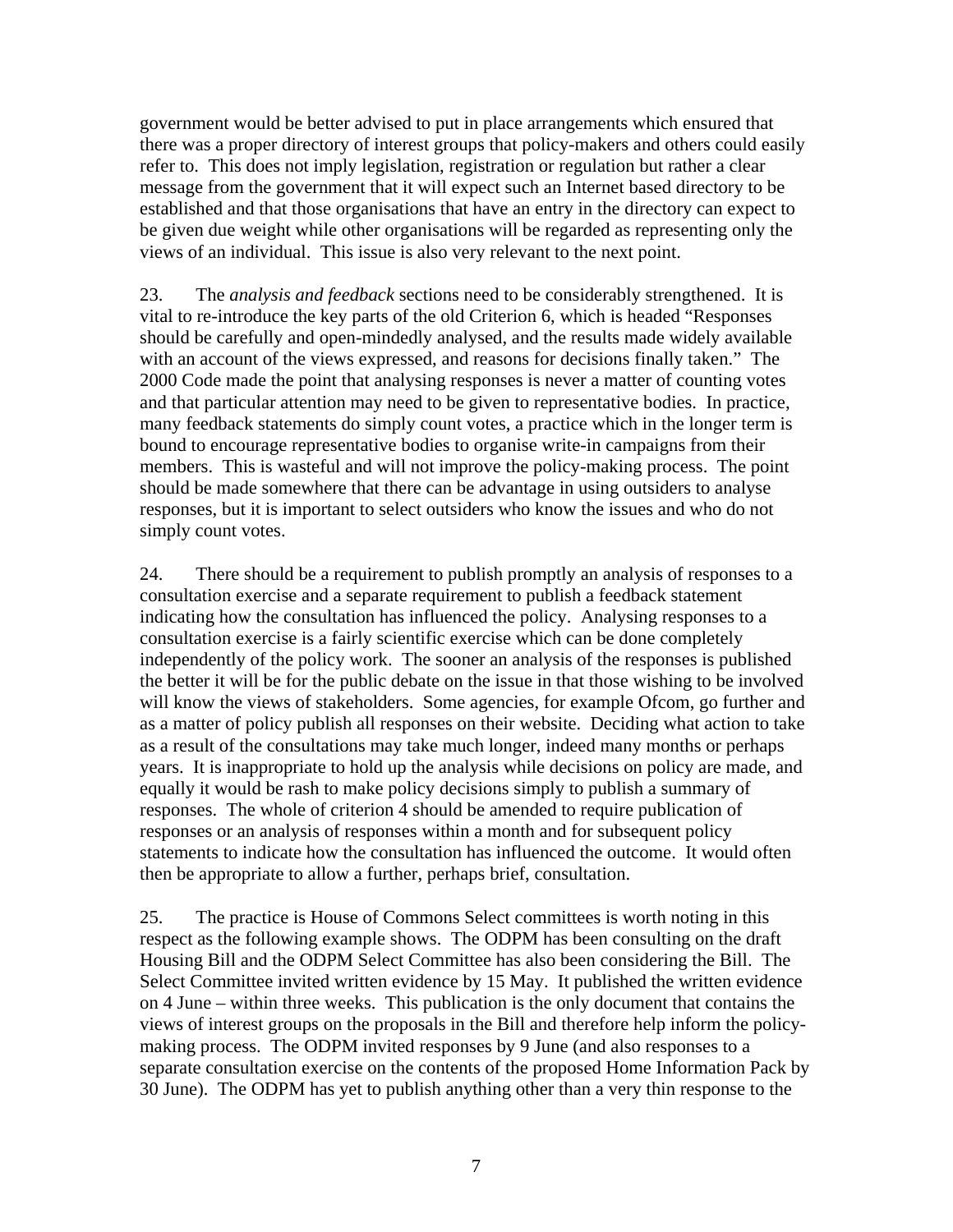government would be better advised to put in place arrangements which ensured that there was a proper directory of interest groups that policy-makers and others could easily refer to. This does not imply legislation, registration or regulation but rather a clear message from the government that it will expect such an Internet based directory to be established and that those organisations that have an entry in the directory can expect to be given due weight while other organisations will be regarded as representing only the views of an individual. This issue is also very relevant to the next point.

23. The *analysis and feedback* sections need to be considerably strengthened. It is vital to re-introduce the key parts of the old Criterion 6, which is headed "Responses should be carefully and open-mindedly analysed, and the results made widely available with an account of the views expressed, and reasons for decisions finally taken." The 2000 Code made the point that analysing responses is never a matter of counting votes and that particular attention may need to be given to representative bodies. In practice, many feedback statements do simply count votes, a practice which in the longer term is bound to encourage representative bodies to organise write-in campaigns from their members. This is wasteful and will not improve the policy-making process. The point should be made somewhere that there can be advantage in using outsiders to analyse responses, but it is important to select outsiders who know the issues and who do not simply count votes.

24. There should be a requirement to publish promptly an analysis of responses to a consultation exercise and a separate requirement to publish a feedback statement indicating how the consultation has influenced the policy. Analysing responses to a consultation exercise is a fairly scientific exercise which can be done completely independently of the policy work. The sooner an analysis of the responses is published the better it will be for the public debate on the issue in that those wishing to be involved will know the views of stakeholders. Some agencies, for example Ofcom, go further and as a matter of policy publish all responses on their website. Deciding what action to take as a result of the consultations may take much longer, indeed many months or perhaps years. It is inappropriate to hold up the analysis while decisions on policy are made, and equally it would be rash to make policy decisions simply to publish a summary of responses. The whole of criterion 4 should be amended to require publication of responses or an analysis of responses within a month and for subsequent policy statements to indicate how the consultation has influenced the outcome. It would often then be appropriate to allow a further, perhaps brief, consultation.

25. The practice is House of Commons Select committees is worth noting in this respect as the following example shows. The ODPM has been consulting on the draft Housing Bill and the ODPM Select Committee has also been considering the Bill. The Select Committee invited written evidence by 15 May. It published the written evidence on 4 June – within three weeks. This publication is the only document that contains the views of interest groups on the proposals in the Bill and therefore help inform the policy-making process. The ODPM invited responses by 9 June (and also responses to a separate consultation exercise on the contents of the proposed Home Information Pack by 30 June). The ODPM has yet to publish anything other than a very thin response to the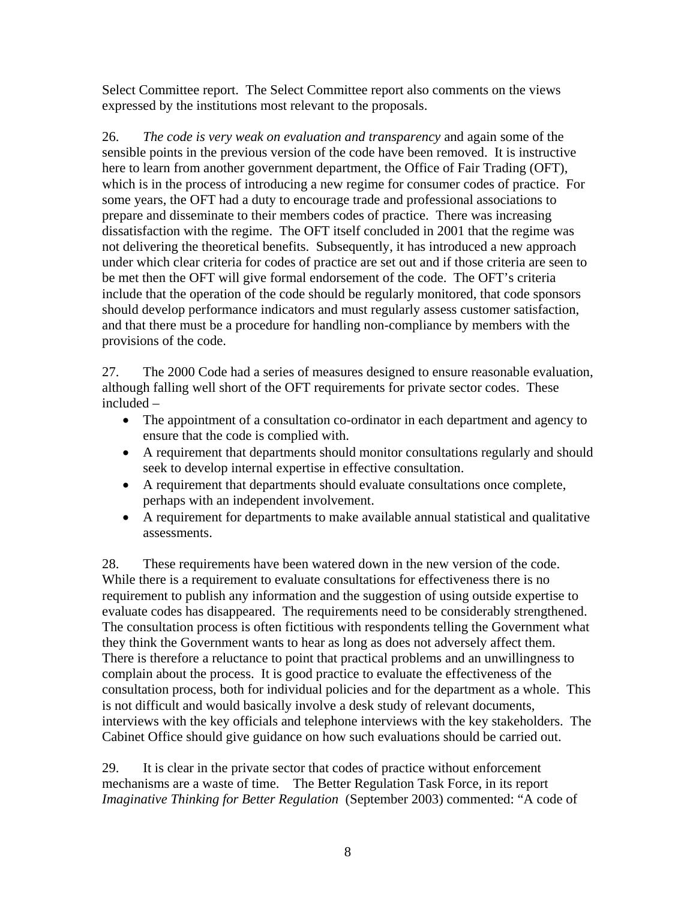Select Committee report. The Select Committee report also comments on the views expressed by the institutions most relevant to the proposals.

26. *The code is very weak on evaluation and transparency* and again some of the sensible points in the previous version of the code have been removed. It is instructive here to learn from another government department, the Office of Fair Trading (OFT), which is in the process of introducing a new regime for consumer codes of practice. For some years, the OFT had a duty to encourage trade and professional associations to prepare and disseminate to their members codes of practice. There was increasing dissatisfaction with the regime. The OFT itself concluded in 2001 that the regime was not delivering the theoretical benefits. Subsequently, it has introduced a new approach under which clear criteria for codes of practice are set out and if those criteria are seen to be met then the OFT will give formal endorsement of the code. The OFT's criteria include that the operation of the code should be regularly monitored, that code sponsors should develop performance indicators and must regularly assess customer satisfaction, and that there must be a procedure for handling non-compliance by members with the provisions of the code.

27. The 2000 Code had a series of measures designed to ensure reasonable evaluation, although falling well short of the OFT requirements for private sector codes. These included –

- The appointment of a consultation co-ordinator in each department and agency to ensure that the code is complied with.
- A requirement that departments should monitor consultations regularly and should seek to develop internal expertise in effective consultation.
- A requirement that departments should evaluate consultations once complete, perhaps with an independent involvement.
- A requirement for departments to make available annual statistical and qualitative assessments.

28. These requirements have been watered down in the new version of the code. While there is a requirement to evaluate consultations for effectiveness there is no requirement to publish any information and the suggestion of using outside expertise to evaluate codes has disappeared. The requirements need to be considerably strengthened. The consultation process is often fictitious with respondents telling the Government what they think the Government wants to hear as long as does not adversely affect them. There is therefore a reluctance to point that practical problems and an unwillingness to complain about the process. It is good practice to evaluate the effectiveness of the consultation process, both for individual policies and for the department as a whole. This is not difficult and would basically involve a desk study of relevant documents, interviews with the key officials and telephone interviews with the key stakeholders. The Cabinet Office should give guidance on how such evaluations should be carried out.

29. It is clear in the private sector that codes of practice without enforcement mechanisms are a waste of time. The Better Regulation Task Force, in its report *Imaginative Thinking for Better Regulation* (September 2003) commented: "A code of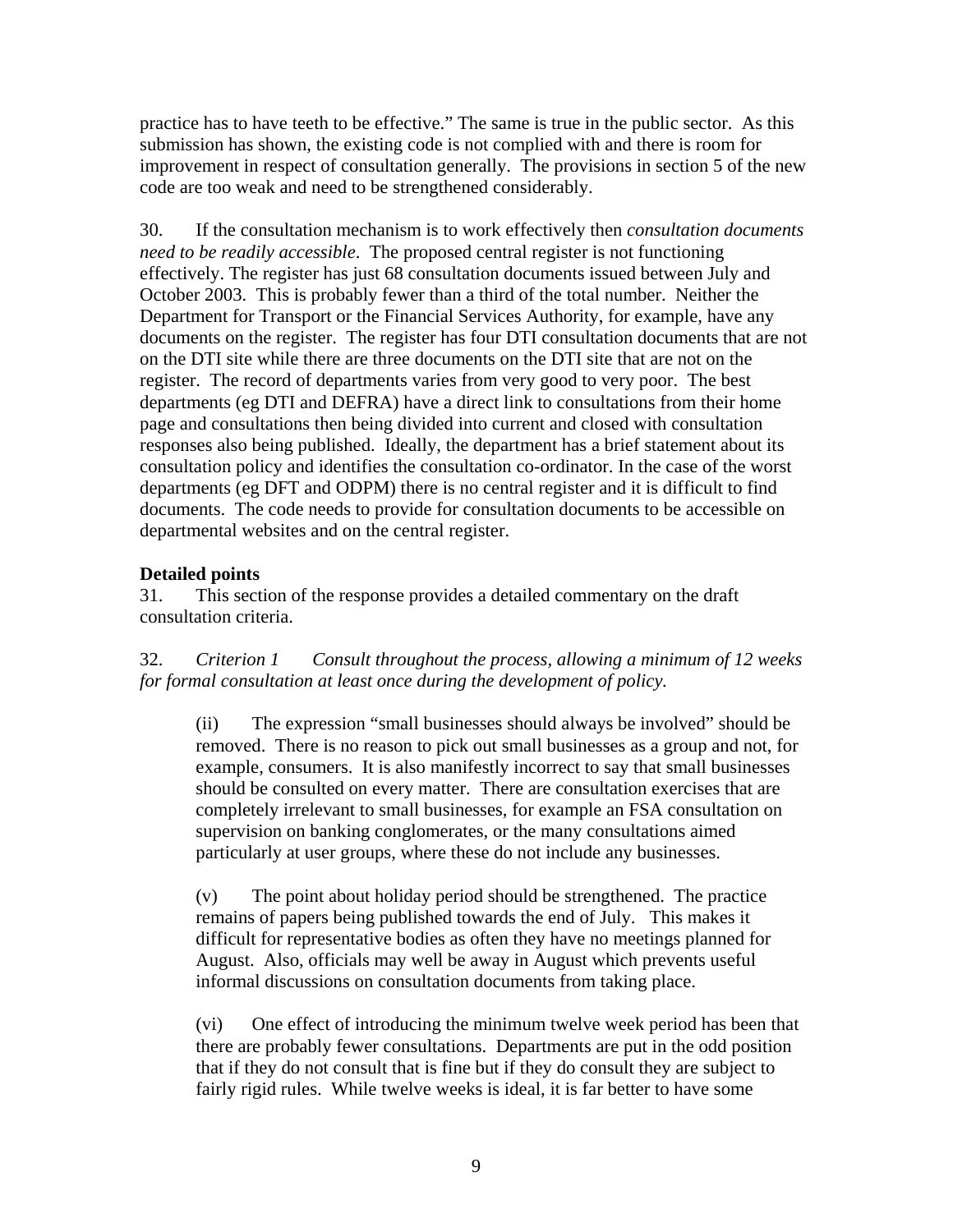practice has to have teeth to be effective." The same is true in the public sector. As this submission has shown, the existing code is not complied with and there is room for improvement in respect of consultation generally. The provisions in section 5 of the new code are too weak and need to be strengthened considerably.

30. If the consultation mechanism is to work effectively then *consultation documents need to be readily accessible*. The proposed central register is not functioning effectively. The register has just 68 consultation documents issued between July and October 2003. This is probably fewer than a third of the total number. Neither the Department for Transport or the Financial Services Authority, for example, have any documents on the register. The register has four DTI consultation documents that are not on the DTI site while there are three documents on the DTI site that are not on the register. The record of departments varies from very good to very poor. The best departments (eg DTI and DEFRA) have a direct link to consultations from their home page and consultations then being divided into current and closed with consultation responses also being published. Ideally, the department has a brief statement about its consultation policy and identifies the consultation co-ordinator. In the case of the worst departments (eg DFT and ODPM) there is no central register and it is difficult to find documents. The code needs to provide for consultation documents to be accessible on departmental websites and on the central register.

**Detailed points**

31. This section of the response provides a detailed commentary on the draft consultation criteria.

32. *Criterion 1 Consult throughout the process, allowing a minimum of 12 weeks for formal consultation at least once during the development of policy.*

> (ii) The expression "small businesses should always be involved" should be removed. There is no reason to pick out small businesses as a group and not, for example, consumers. It is also manifestly incorrect to say that small businesses should be consulted on every matter. There are consultation exercises that are completely irrelevant to small businesses, for example an FSA consultation on supervision on banking conglomerates, or the many consultations aimed particularly at user groups, where these do not include any businesses.
>
> (v) The point about holiday period should be strengthened. The practice remains of papers being published towards the end of July. This makes it difficult for representative bodies as often they have no meetings planned for August. Also, officials may well be away in August which prevents useful informal discussions on consultation documents from taking place.
>
> (vi) One effect of introducing the minimum twelve week period has been that there are probably fewer consultations. Departments are put in the odd position that if they do not consult that is fine but if they do consult they are subject to fairly rigid rules. While twelve weeks is ideal, it is far better to have some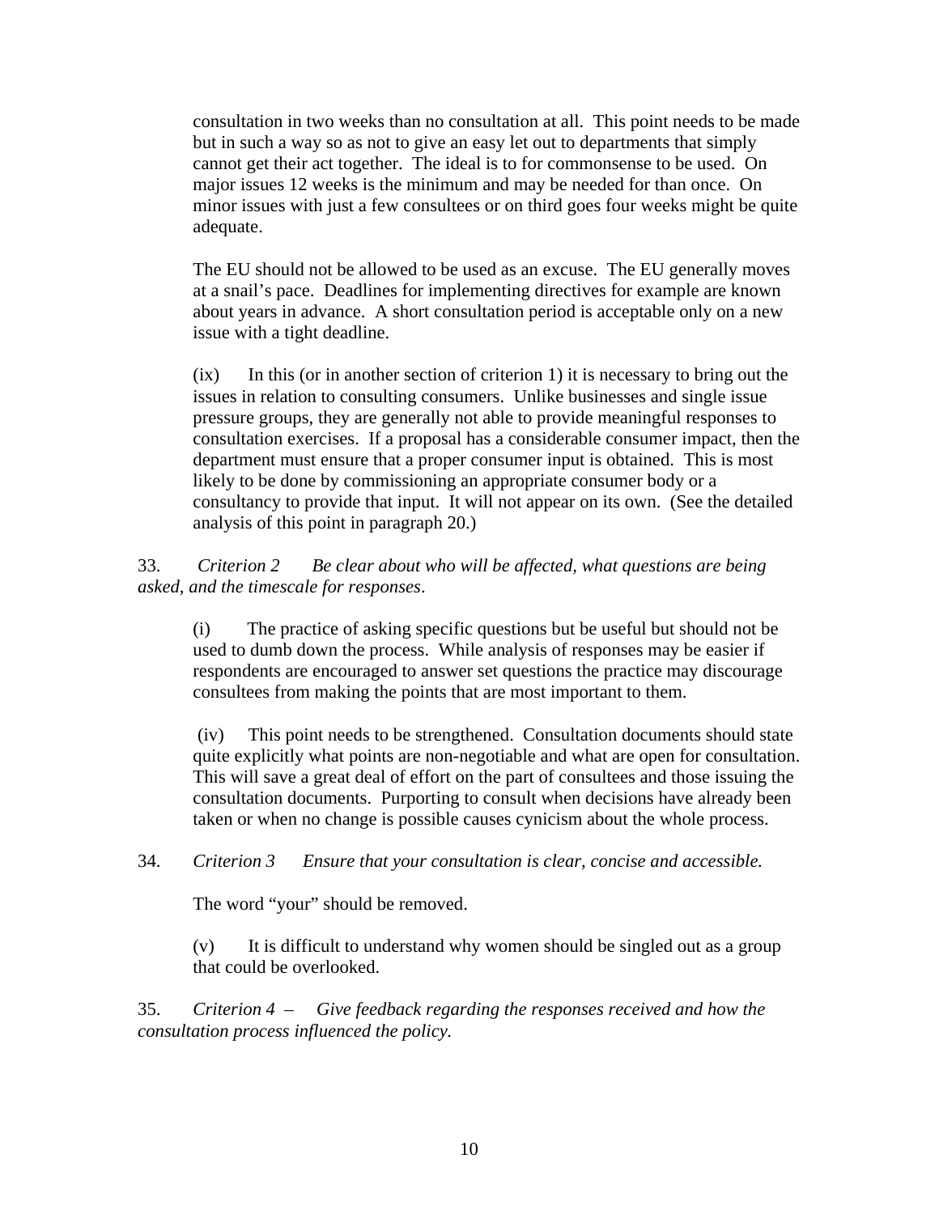consultation in two weeks than no consultation at all.  This point needs to be made but in such a way so as not to give an easy let out to departments that simply cannot get their act together.  The ideal is to for commonsense to be used.  On major issues 12 weeks is the minimum and may be needed for than once.  On minor issues with just a few consultees or on third goes four weeks might be quite adequate.

The EU should not be allowed to be used as an excuse.  The EU generally moves at a snail's pace.  Deadlines for implementing directives for example are known about years in advance.  A short consultation period is acceptable only on a new issue with a tight deadline.

(ix) In this (or in another section of criterion 1) it is necessary to bring out the issues in relation to consulting consumers.  Unlike businesses and single issue pressure groups, they are generally not able to provide meaningful responses to consultation exercises.  If a proposal has a considerable consumer impact, then the department must ensure that a proper consumer input is obtained.  This is most likely to be done by commissioning an appropriate consumer body or a consultancy to provide that input.  It will not appear on its own.  (See the detailed analysis of this point in paragraph 20.)

33. *Criterion 2  Be clear about who will be affected, what questions are being asked, and the timescale for responses*.

(i) The practice of asking specific questions but be useful but should not be used to dumb down the process.  While analysis of responses may be easier if respondents are encouraged to answer set questions the practice may discourage consultees from making the points that are most important to them.

(iv) This point needs to be strengthened.  Consultation documents should state quite explicitly what points are non-negotiable and what are open for consultation.  This will save a great deal of effort on the part of consultees and those issuing the consultation documents.  Purporting to consult when decisions have already been taken or when no change is possible causes cynicism about the whole process.

34. *Criterion 3  Ensure that your consultation is clear, concise and accessible.*

The word "your" should be removed.

(v) It is difficult to understand why women should be singled out as a group that could be overlooked.

35. *Criterion 4 –  Give feedback regarding the responses received and how the consultation process influenced the policy.*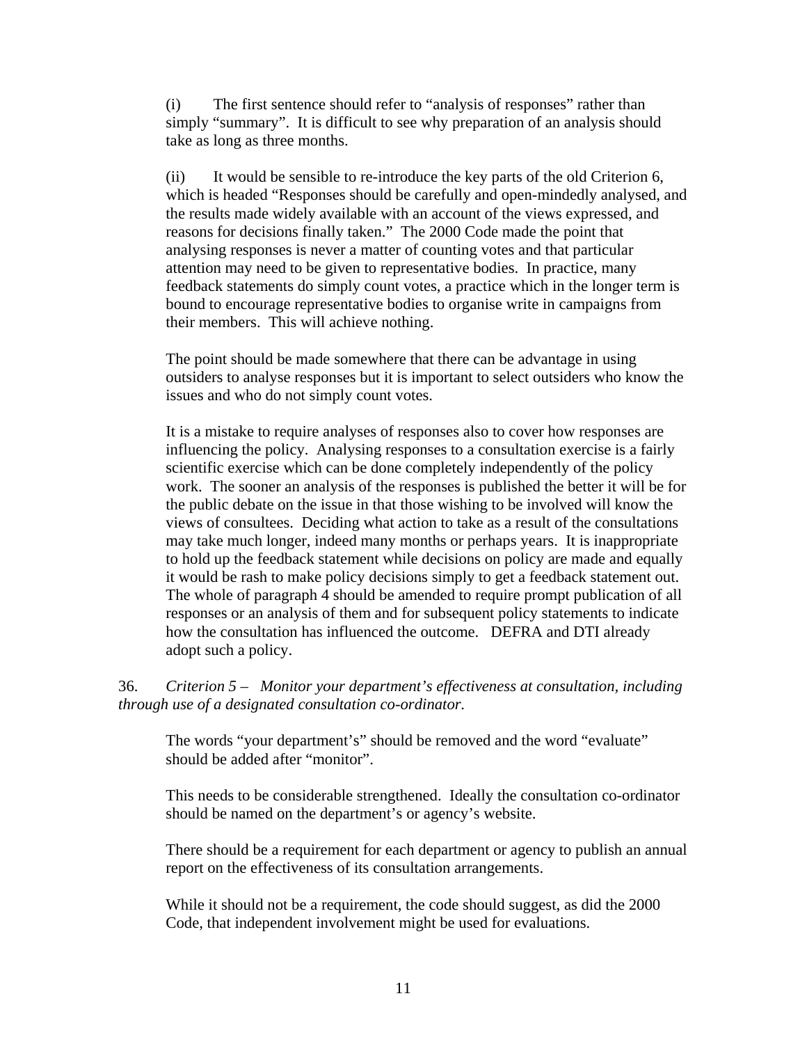(i) The first sentence should refer to "analysis of responses" rather than simply "summary". It is difficult to see why preparation of an analysis should take as long as three months.

(ii) It would be sensible to re-introduce the key parts of the old Criterion 6, which is headed "Responses should be carefully and open-mindedly analysed, and the results made widely available with an account of the views expressed, and reasons for decisions finally taken." The 2000 Code made the point that analysing responses is never a matter of counting votes and that particular attention may need to be given to representative bodies. In practice, many feedback statements do simply count votes, a practice which in the longer term is bound to encourage representative bodies to organise write in campaigns from their members. This will achieve nothing.

The point should be made somewhere that there can be advantage in using outsiders to analyse responses but it is important to select outsiders who know the issues and who do not simply count votes.

It is a mistake to require analyses of responses also to cover how responses are influencing the policy. Analysing responses to a consultation exercise is a fairly scientific exercise which can be done completely independently of the policy work. The sooner an analysis of the responses is published the better it will be for the public debate on the issue in that those wishing to be involved will know the views of consultees. Deciding what action to take as a result of the consultations may take much longer, indeed many months or perhaps years. It is inappropriate to hold up the feedback statement while decisions on policy are made and equally it would be rash to make policy decisions simply to get a feedback statement out. The whole of paragraph 4 should be amended to require prompt publication of all responses or an analysis of them and for subsequent policy statements to indicate how the consultation has influenced the outcome. DEFRA and DTI already adopt such a policy.

36. *Criterion 5 – Monitor your department's effectiveness at consultation, including through use of a designated consultation co-ordinator.*

The words "your department's" should be removed and the word "evaluate" should be added after "monitor".

This needs to be considerable strengthened. Ideally the consultation co-ordinator should be named on the department's or agency's website.

There should be a requirement for each department or agency to publish an annual report on the effectiveness of its consultation arrangements.

While it should not be a requirement, the code should suggest, as did the 2000 Code, that independent involvement might be used for evaluations.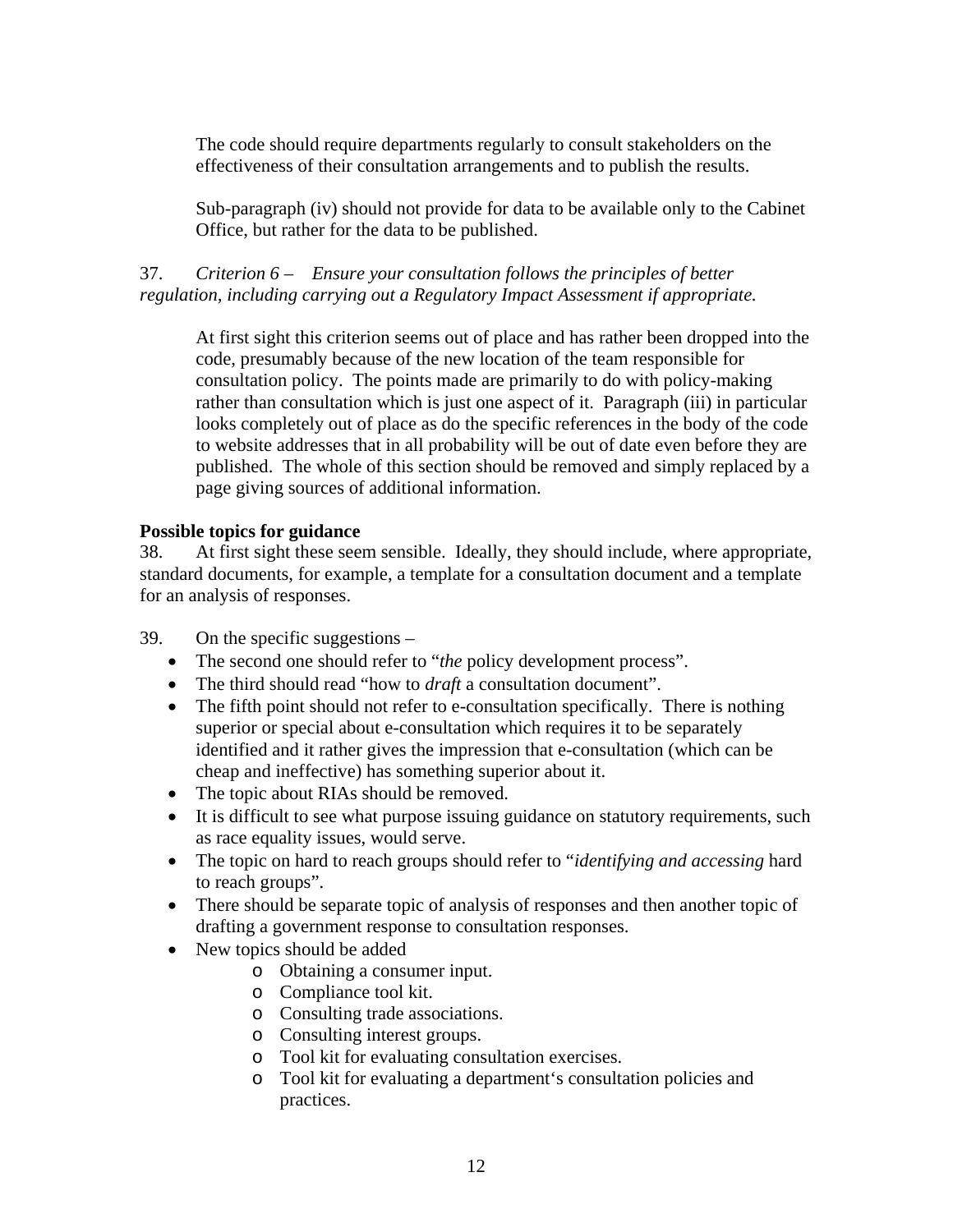The code should require departments regularly to consult stakeholders on the effectiveness of their consultation arrangements and to publish the results.

Sub-paragraph (iv) should not provide for data to be available only to the Cabinet Office, but rather for the data to be published.

37. *Criterion 6 – Ensure your consultation follows the principles of better regulation, including carrying out a Regulatory Impact Assessment if appropriate.*

At first sight this criterion seems out of place and has rather been dropped into the code, presumably because of the new location of the team responsible for consultation policy. The points made are primarily to do with policy-making rather than consultation which is just one aspect of it. Paragraph (iii) in particular looks completely out of place as do the specific references in the body of the code to website addresses that in all probability will be out of date even before they are published. The whole of this section should be removed and simply replaced by a page giving sources of additional information.

**Possible topics for guidance**

38. At first sight these seem sensible. Ideally, they should include, where appropriate, standard documents, for example, a template for a consultation document and a template for an analysis of responses.

39. On the specific suggestions –

- The second one should refer to "*the* policy development process".
- The third should read "how to *draft* a consultation document".
- The fifth point should not refer to e-consultation specifically. There is nothing superior or special about e-consultation which requires it to be separately identified and it rather gives the impression that e-consultation (which can be cheap and ineffective) has something superior about it.
- The topic about RIAs should be removed.
- It is difficult to see what purpose issuing guidance on statutory requirements, such as race equality issues, would serve.
- The topic on hard to reach groups should refer to "*identifying and accessing* hard to reach groups".
- There should be separate topic of analysis of responses and then another topic of drafting a government response to consultation responses.
- New topics should be added
  - Obtaining a consumer input.
  - Compliance tool kit.
  - Consulting trade associations.
  - Consulting interest groups.
  - Tool kit for evaluating consultation exercises.
  - Tool kit for evaluating a department's consultation policies and practices.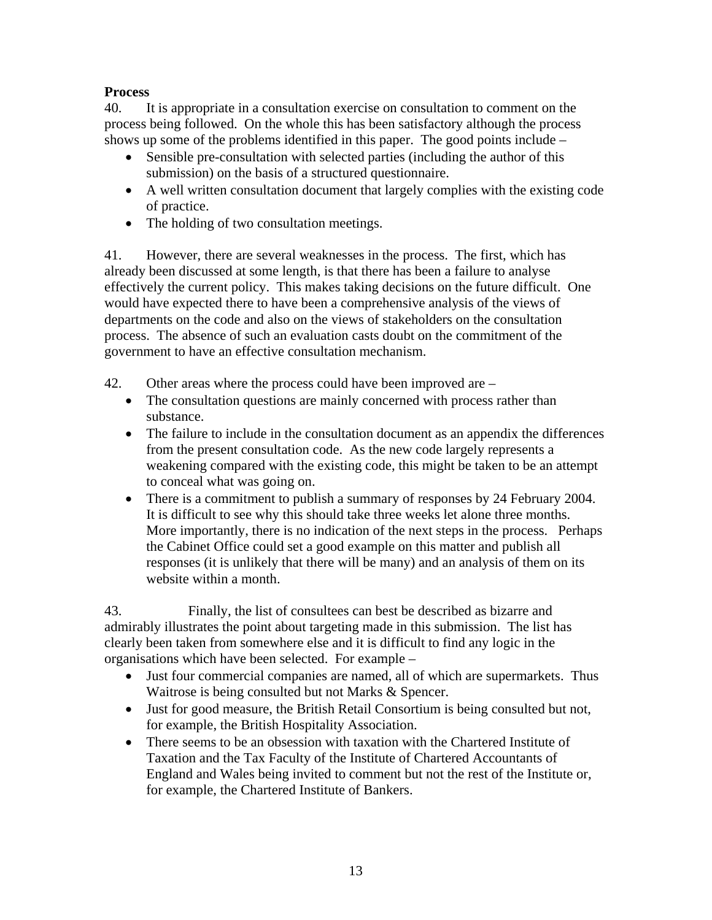**Process**

40. It is appropriate in a consultation exercise on consultation to comment on the process being followed. On the whole this has been satisfactory although the process shows up some of the problems identified in this paper. The good points include –

- Sensible pre-consultation with selected parties (including the author of this submission) on the basis of a structured questionnaire.
- A well written consultation document that largely complies with the existing code of practice.
- The holding of two consultation meetings.

41. However, there are several weaknesses in the process. The first, which has already been discussed at some length, is that there has been a failure to analyse effectively the current policy. This makes taking decisions on the future difficult. One would have expected there to have been a comprehensive analysis of the views of departments on the code and also on the views of stakeholders on the consultation process. The absence of such an evaluation casts doubt on the commitment of the government to have an effective consultation mechanism.

42. Other areas where the process could have been improved are –

- The consultation questions are mainly concerned with process rather than substance.
- The failure to include in the consultation document as an appendix the differences from the present consultation code. As the new code largely represents a weakening compared with the existing code, this might be taken to be an attempt to conceal what was going on.
- There is a commitment to publish a summary of responses by 24 February 2004. It is difficult to see why this should take three weeks let alone three months. More importantly, there is no indication of the next steps in the process. Perhaps the Cabinet Office could set a good example on this matter and publish all responses (it is unlikely that there will be many) and an analysis of them on its website within a month.

43. Finally, the list of consultees can best be described as bizarre and admirably illustrates the point about targeting made in this submission. The list has clearly been taken from somewhere else and it is difficult to find any logic in the organisations which have been selected. For example –

- Just four commercial companies are named, all of which are supermarkets. Thus Waitrose is being consulted but not Marks & Spencer.
- Just for good measure, the British Retail Consortium is being consulted but not, for example, the British Hospitality Association.
- There seems to be an obsession with taxation with the Chartered Institute of Taxation and the Tax Faculty of the Institute of Chartered Accountants of England and Wales being invited to comment but not the rest of the Institute or, for example, the Chartered Institute of Bankers.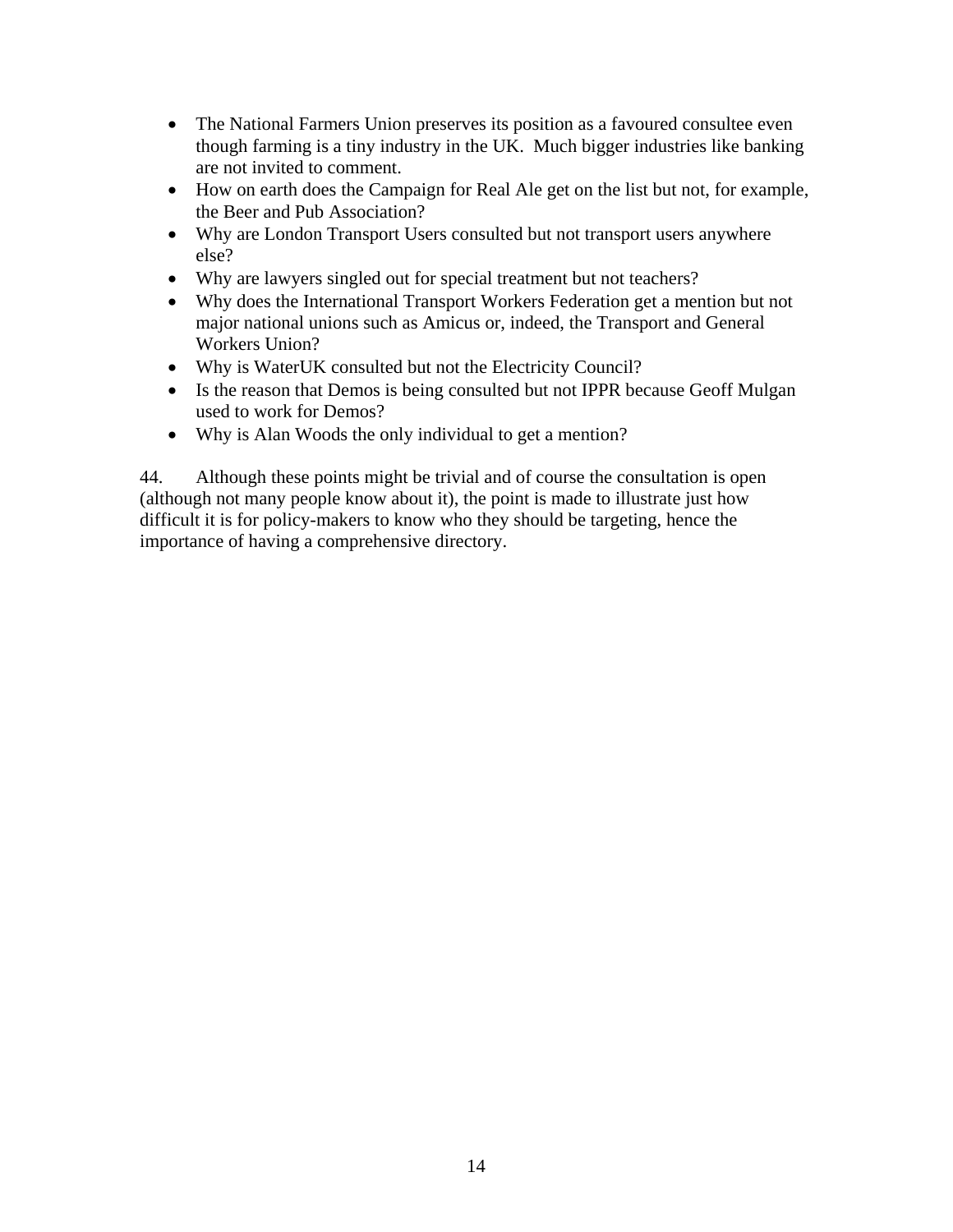- The National Farmers Union preserves its position as a favoured consultee even though farming is a tiny industry in the UK. Much bigger industries like banking are not invited to comment.
- How on earth does the Campaign for Real Ale get on the list but not, for example, the Beer and Pub Association?
- Why are London Transport Users consulted but not transport users anywhere else?
- Why are lawyers singled out for special treatment but not teachers?
- Why does the International Transport Workers Federation get a mention but not major national unions such as Amicus or, indeed, the Transport and General Workers Union?
- Why is WaterUK consulted but not the Electricity Council?
- Is the reason that Demos is being consulted but not IPPR because Geoff Mulgan used to work for Demos?
- Why is Alan Woods the only individual to get a mention?

44. Although these points might be trivial and of course the consultation is open (although not many people know about it), the point is made to illustrate just how difficult it is for policy-makers to know who they should be targeting, hence the importance of having a comprehensive directory.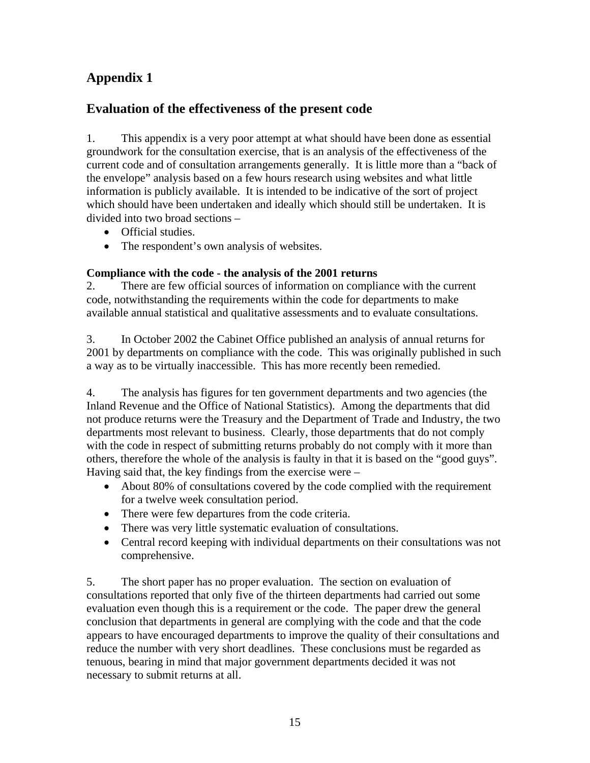## Appendix 1

## Evaluation of the effectiveness of the present code

1. This appendix is a very poor attempt at what should have been done as essential groundwork for the consultation exercise, that is an analysis of the effectiveness of the current code and of consultation arrangements generally. It is little more than a "back of the envelope" analysis based on a few hours research using websites and what little information is publicly available. It is intended to be indicative of the sort of project which should have been undertaken and ideally which should still be undertaken. It is divided into two broad sections –

- Official studies.
- The respondent's own analysis of websites.

**Compliance with the code - the analysis of the 2001 returns**

2. There are few official sources of information on compliance with the current code, notwithstanding the requirements within the code for departments to make available annual statistical and qualitative assessments and to evaluate consultations.

3. In October 2002 the Cabinet Office published an analysis of annual returns for 2001 by departments on compliance with the code. This was originally published in such a way as to be virtually inaccessible. This has more recently been remedied.

4. The analysis has figures for ten government departments and two agencies (the Inland Revenue and the Office of National Statistics). Among the departments that did not produce returns were the Treasury and the Department of Trade and Industry, the two departments most relevant to business. Clearly, those departments that do not comply with the code in respect of submitting returns probably do not comply with it more than others, therefore the whole of the analysis is faulty in that it is based on the "good guys". Having said that, the key findings from the exercise were –

- About 80% of consultations covered by the code complied with the requirement for a twelve week consultation period.
- There were few departures from the code criteria.
- There was very little systematic evaluation of consultations.
- Central record keeping with individual departments on their consultations was not comprehensive.

5. The short paper has no proper evaluation. The section on evaluation of consultations reported that only five of the thirteen departments had carried out some evaluation even though this is a requirement or the code. The paper drew the general conclusion that departments in general are complying with the code and that the code appears to have encouraged departments to improve the quality of their consultations and reduce the number with very short deadlines. These conclusions must be regarded as tenuous, bearing in mind that major government departments decided it was not necessary to submit returns at all.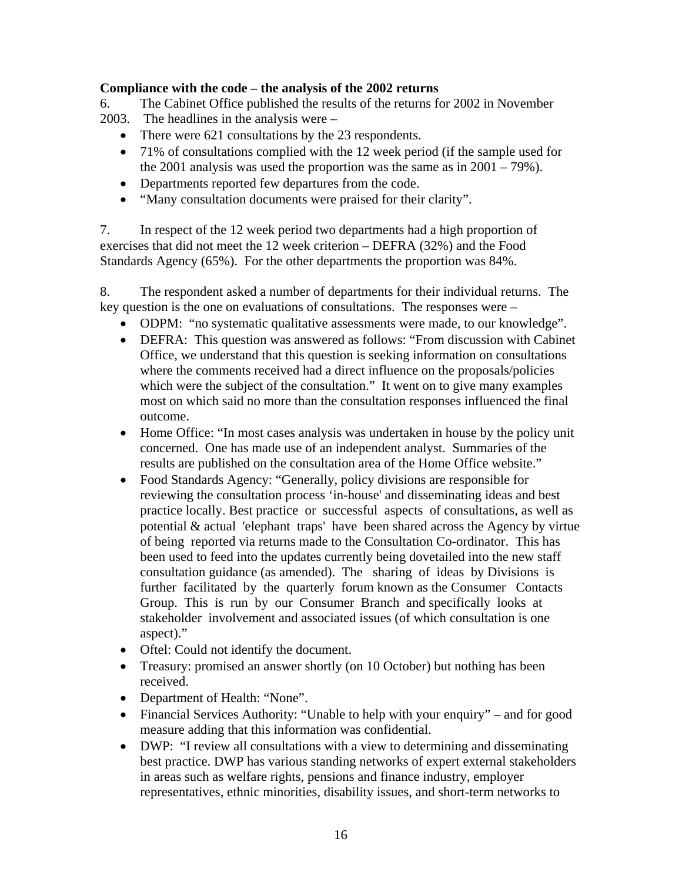**Compliance with the code – the analysis of the 2002 returns**

6. The Cabinet Office published the results of the returns for 2002 in November 2003. The headlines in the analysis were –

- There were 621 consultations by the 23 respondents.
- 71% of consultations complied with the 12 week period (if the sample used for the 2001 analysis was used the proportion was the same as in 2001 – 79%).
- Departments reported few departures from the code.
- "Many consultation documents were praised for their clarity".

7. In respect of the 12 week period two departments had a high proportion of exercises that did not meet the 12 week criterion – DEFRA (32%) and the Food Standards Agency (65%). For the other departments the proportion was 84%.

8. The respondent asked a number of departments for their individual returns. The key question is the one on evaluations of consultations. The responses were –

- ODPM: "no systematic qualitative assessments were made, to our knowledge".
- DEFRA: This question was answered as follows: "From discussion with Cabinet Office, we understand that this question is seeking information on consultations where the comments received had a direct influence on the proposals/policies which were the subject of the consultation." It went on to give many examples most on which said no more than the consultation responses influenced the final outcome.
- Home Office: "In most cases analysis was undertaken in house by the policy unit concerned. One has made use of an independent analyst. Summaries of the results are published on the consultation area of the Home Office website."
- Food Standards Agency: "Generally, policy divisions are responsible for reviewing the consultation process 'in-house' and disseminating ideas and best practice locally. Best practice or successful aspects of consultations, as well as potential & actual 'elephant traps' have been shared across the Agency by virtue of being reported via returns made to the Consultation Co-ordinator. This has been used to feed into the updates currently being dovetailed into the new staff consultation guidance (as amended). The sharing of ideas by Divisions is further facilitated by the quarterly forum known as the Consumer Contacts Group. This is run by our Consumer Branch and specifically looks at stakeholder involvement and associated issues (of which consultation is one aspect)."
- Oftel: Could not identify the document.
- Treasury: promised an answer shortly (on 10 October) but nothing has been received.
- Department of Health: "None".
- Financial Services Authority: "Unable to help with your enquiry" – and for good measure adding that this information was confidential.
- DWP: "I review all consultations with a view to determining and disseminating best practice. DWP has various standing networks of expert external stakeholders in areas such as welfare rights, pensions and finance industry, employer representatives, ethnic minorities, disability issues, and short-term networks to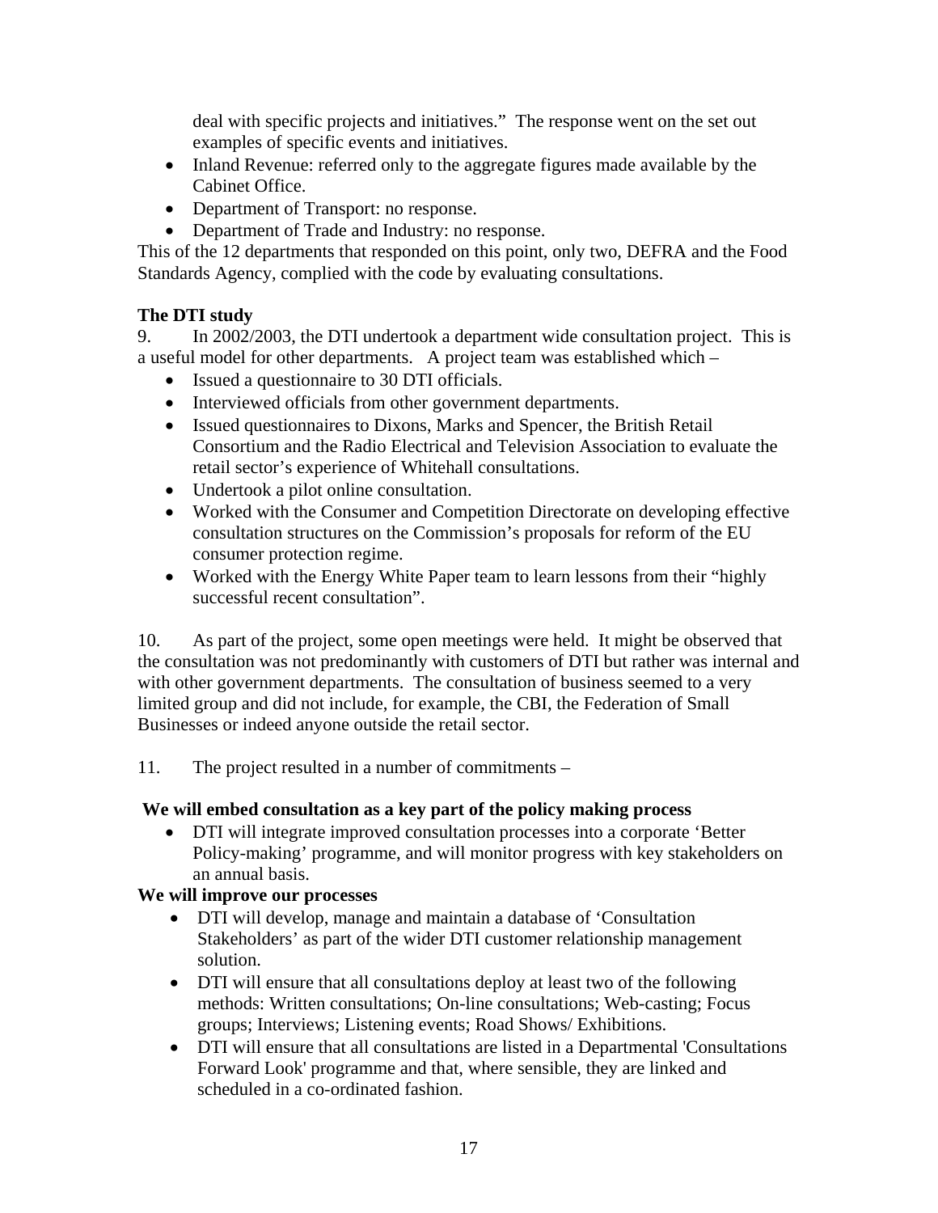deal with specific projects and initiatives." The response went on the set out examples of specific events and initiatives.

- Inland Revenue: referred only to the aggregate figures made available by the Cabinet Office.
- Department of Transport: no response.
- Department of Trade and Industry: no response.

This of the 12 departments that responded on this point, only two, DEFRA and the Food Standards Agency, complied with the code by evaluating consultations.

**The DTI study**

9. In 2002/2003, the DTI undertook a department wide consultation project. This is a useful model for other departments. A project team was established which –

- Issued a questionnaire to 30 DTI officials.
- Interviewed officials from other government departments.
- Issued questionnaires to Dixons, Marks and Spencer, the British Retail Consortium and the Radio Electrical and Television Association to evaluate the retail sector's experience of Whitehall consultations.
- Undertook a pilot online consultation.
- Worked with the Consumer and Competition Directorate on developing effective consultation structures on the Commission's proposals for reform of the EU consumer protection regime.
- Worked with the Energy White Paper team to learn lessons from their "highly successful recent consultation".

10. As part of the project, some open meetings were held. It might be observed that the consultation was not predominantly with customers of DTI but rather was internal and with other government departments. The consultation of business seemed to a very limited group and did not include, for example, the CBI, the Federation of Small Businesses or indeed anyone outside the retail sector.

11. The project resulted in a number of commitments –

**We will embed consultation as a key part of the policy making process**

- DTI will integrate improved consultation processes into a corporate 'Better Policy-making' programme, and will monitor progress with key stakeholders on an annual basis.

**We will improve our processes**

- DTI will develop, manage and maintain a database of 'Consultation Stakeholders' as part of the wider DTI customer relationship management solution.
- DTI will ensure that all consultations deploy at least two of the following methods: Written consultations; On-line consultations; Web-casting; Focus groups; Interviews; Listening events; Road Shows/ Exhibitions.
- DTI will ensure that all consultations are listed in a Departmental 'Consultations Forward Look' programme and that, where sensible, they are linked and scheduled in a co-ordinated fashion.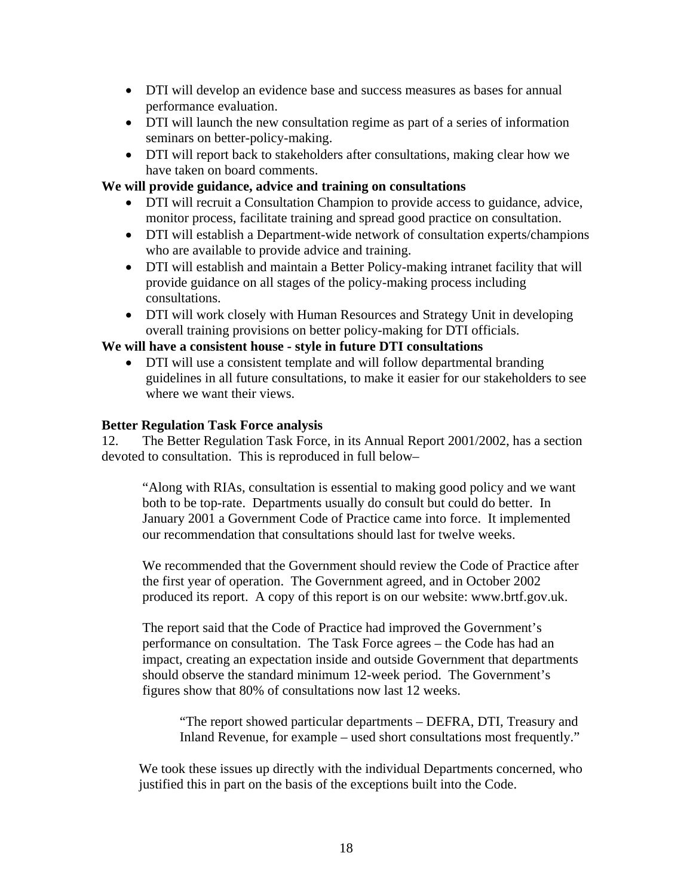- DTI will develop an evidence base and success measures as bases for annual performance evaluation.
- DTI will launch the new consultation regime as part of a series of information seminars on better-policy-making.
- DTI will report back to stakeholders after consultations, making clear how we have taken on board comments.

**We will provide guidance, advice and training on consultations**

- DTI will recruit a Consultation Champion to provide access to guidance, advice, monitor process, facilitate training and spread good practice on consultation.
- DTI will establish a Department-wide network of consultation experts/champions who are available to provide advice and training.
- DTI will establish and maintain a Better Policy-making intranet facility that will provide guidance on all stages of the policy-making process including consultations.
- DTI will work closely with Human Resources and Strategy Unit in developing overall training provisions on better policy-making for DTI officials.

**We will have a consistent house - style in future DTI consultations**

- DTI will use a consistent template and will follow departmental branding guidelines in all future consultations, to make it easier for our stakeholders to see where we want their views.

**Better Regulation Task Force analysis**

12. The Better Regulation Task Force, in its Annual Report 2001/2002, has a section devoted to consultation. This is reproduced in full below–

> "Along with RIAs, consultation is essential to making good policy and we want both to be top-rate. Departments usually do consult but could do better. In January 2001 a Government Code of Practice came into force. It implemented our recommendation that consultations should last for twelve weeks.
>
> We recommended that the Government should review the Code of Practice after the first year of operation. The Government agreed, and in October 2002 produced its report. A copy of this report is on our website: www.brtf.gov.uk.
>
> The report said that the Code of Practice had improved the Government's performance on consultation. The Task Force agrees – the Code has had an impact, creating an expectation inside and outside Government that departments should observe the standard minimum 12-week period. The Government's figures show that 80% of consultations now last 12 weeks.
>
> > "The report showed particular departments – DEFRA, DTI, Treasury and Inland Revenue, for example – used short consultations most frequently."
>
> We took these issues up directly with the individual Departments concerned, who justified this in part on the basis of the exceptions built into the Code.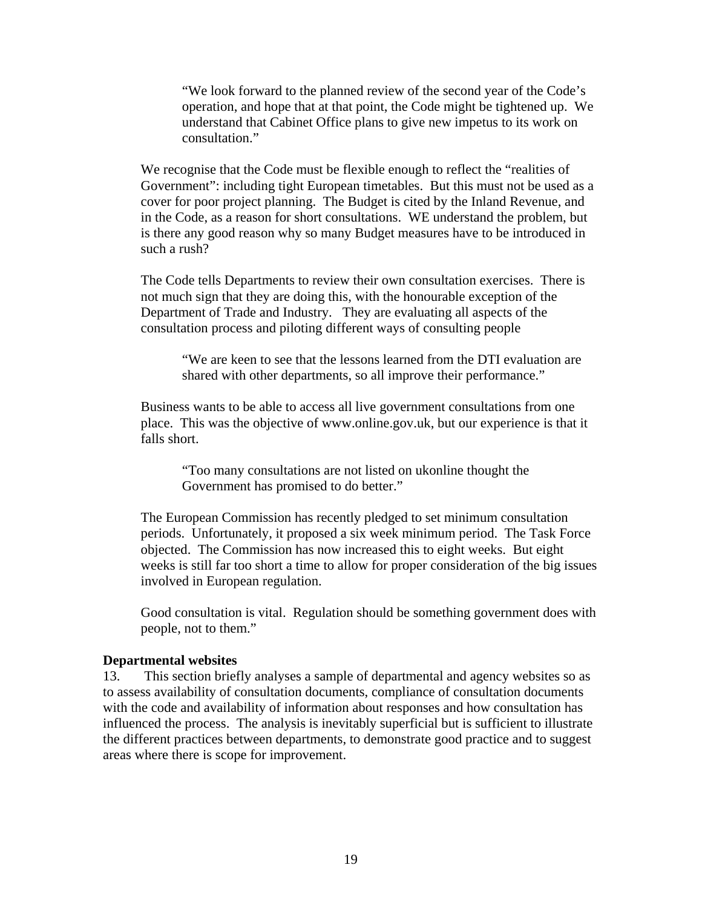> "We look forward to the planned review of the second year of the Code's operation, and hope that at that point, the Code might be tightened up. We understand that Cabinet Office plans to give new impetus to its work on consultation."

We recognise that the Code must be flexible enough to reflect the "realities of Government": including tight European timetables. But this must not be used as a cover for poor project planning. The Budget is cited by the Inland Revenue, and in the Code, as a reason for short consultations. WE understand the problem, but is there any good reason why so many Budget measures have to be introduced in such a rush?

The Code tells Departments to review their own consultation exercises. There is not much sign that they are doing this, with the honourable exception of the Department of Trade and Industry. They are evaluating all aspects of the consultation process and piloting different ways of consulting people

> "We are keen to see that the lessons learned from the DTI evaluation are shared with other departments, so all improve their performance."

Business wants to be able to access all live government consultations from one place. This was the objective of www.online.gov.uk, but our experience is that it falls short.

> "Too many consultations are not listed on ukonline thought the Government has promised to do better."

The European Commission has recently pledged to set minimum consultation periods. Unfortunately, it proposed a six week minimum period. The Task Force objected. The Commission has now increased this to eight weeks. But eight weeks is still far too short a time to allow for proper consideration of the big issues involved in European regulation.

Good consultation is vital. Regulation should be something government does with people, not to them."

**Departmental websites**

13. This section briefly analyses a sample of departmental and agency websites so as to assess availability of consultation documents, compliance of consultation documents with the code and availability of information about responses and how consultation has influenced the process. The analysis is inevitably superficial but is sufficient to illustrate the different practices between departments, to demonstrate good practice and to suggest areas where there is scope for improvement.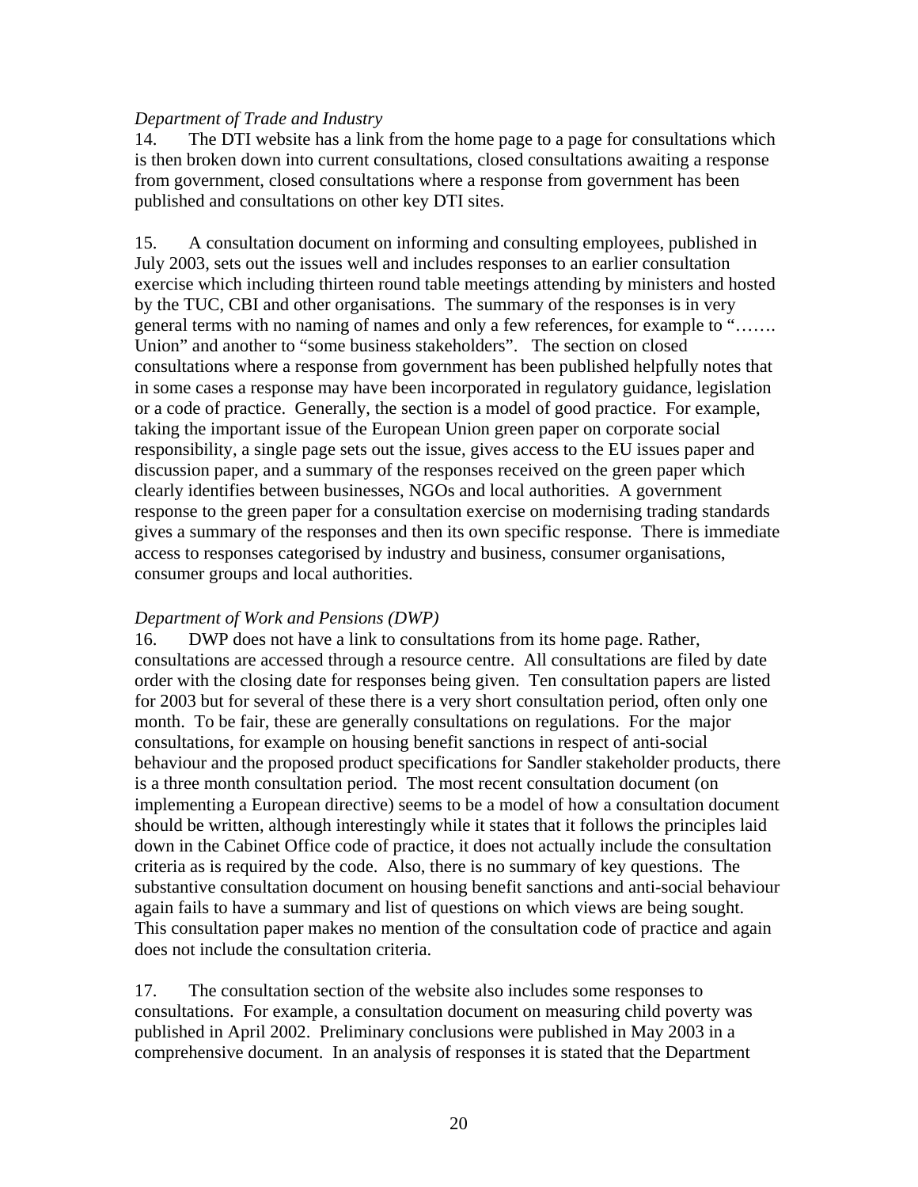*Department of Trade and Industry*

14. The DTI website has a link from the home page to a page for consultations which is then broken down into current consultations, closed consultations awaiting a response from government, closed consultations where a response from government has been published and consultations on other key DTI sites.

15. A consultation document on informing and consulting employees, published in July 2003, sets out the issues well and includes responses to an earlier consultation exercise which including thirteen round table meetings attending by ministers and hosted by the TUC, CBI and other organisations. The summary of the responses is in very general terms with no naming of names and only a few references, for example to "……. Union" and another to "some business stakeholders". The section on closed consultations where a response from government has been published helpfully notes that in some cases a response may have been incorporated in regulatory guidance, legislation or a code of practice. Generally, the section is a model of good practice. For example, taking the important issue of the European Union green paper on corporate social responsibility, a single page sets out the issue, gives access to the EU issues paper and discussion paper, and a summary of the responses received on the green paper which clearly identifies between businesses, NGOs and local authorities. A government response to the green paper for a consultation exercise on modernising trading standards gives a summary of the responses and then its own specific response. There is immediate access to responses categorised by industry and business, consumer organisations, consumer groups and local authorities.

*Department of Work and Pensions (DWP)*

16. DWP does not have a link to consultations from its home page. Rather, consultations are accessed through a resource centre. All consultations are filed by date order with the closing date for responses being given. Ten consultation papers are listed for 2003 but for several of these there is a very short consultation period, often only one month. To be fair, these are generally consultations on regulations. For the major consultations, for example on housing benefit sanctions in respect of anti-social behaviour and the proposed product specifications for Sandler stakeholder products, there is a three month consultation period. The most recent consultation document (on implementing a European directive) seems to be a model of how a consultation document should be written, although interestingly while it states that it follows the principles laid down in the Cabinet Office code of practice, it does not actually include the consultation criteria as is required by the code. Also, there is no summary of key questions. The substantive consultation document on housing benefit sanctions and anti-social behaviour again fails to have a summary and list of questions on which views are being sought. This consultation paper makes no mention of the consultation code of practice and again does not include the consultation criteria.

17. The consultation section of the website also includes some responses to consultations. For example, a consultation document on measuring child poverty was published in April 2002. Preliminary conclusions were published in May 2003 in a comprehensive document. In an analysis of responses it is stated that the Department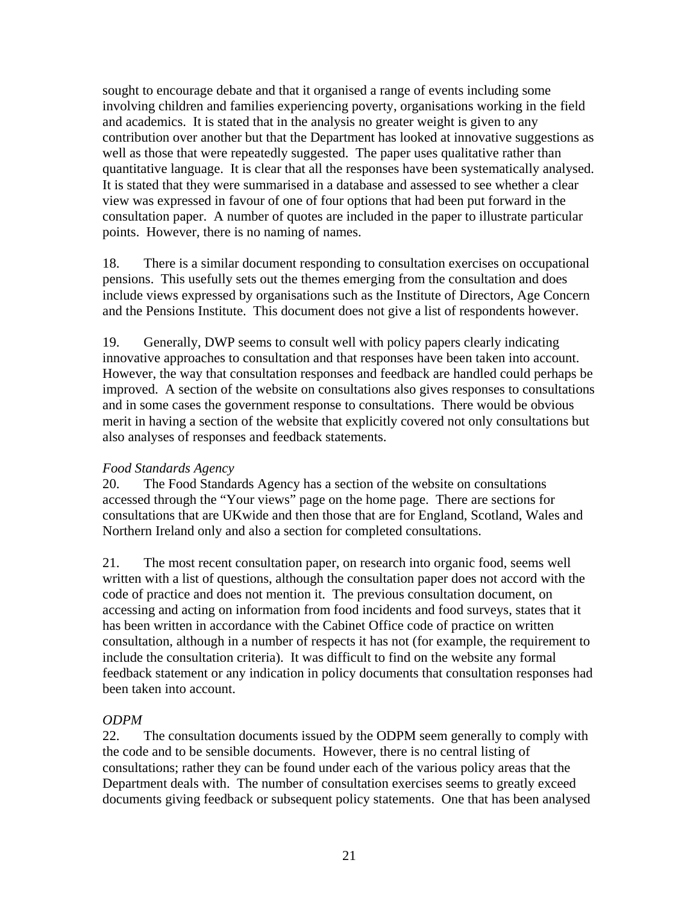sought to encourage debate and that it organised a range of events including some involving children and families experiencing poverty, organisations working in the field and academics. It is stated that in the analysis no greater weight is given to any contribution over another but that the Department has looked at innovative suggestions as well as those that were repeatedly suggested. The paper uses qualitative rather than quantitative language. It is clear that all the responses have been systematically analysed. It is stated that they were summarised in a database and assessed to see whether a clear view was expressed in favour of one of four options that had been put forward in the consultation paper. A number of quotes are included in the paper to illustrate particular points. However, there is no naming of names.

18. There is a similar document responding to consultation exercises on occupational pensions. This usefully sets out the themes emerging from the consultation and does include views expressed by organisations such as the Institute of Directors, Age Concern and the Pensions Institute. This document does not give a list of respondents however.

19. Generally, DWP seems to consult well with policy papers clearly indicating innovative approaches to consultation and that responses have been taken into account. However, the way that consultation responses and feedback are handled could perhaps be improved. A section of the website on consultations also gives responses to consultations and in some cases the government response to consultations. There would be obvious merit in having a section of the website that explicitly covered not only consultations but also analyses of responses and feedback statements.

*Food Standards Agency*

20. The Food Standards Agency has a section of the website on consultations accessed through the "Your views" page on the home page. There are sections for consultations that are UKwide and then those that are for England, Scotland, Wales and Northern Ireland only and also a section for completed consultations.

21. The most recent consultation paper, on research into organic food, seems well written with a list of questions, although the consultation paper does not accord with the code of practice and does not mention it. The previous consultation document, on accessing and acting on information from food incidents and food surveys, states that it has been written in accordance with the Cabinet Office code of practice on written consultation, although in a number of respects it has not (for example, the requirement to include the consultation criteria). It was difficult to find on the website any formal feedback statement or any indication in policy documents that consultation responses had been taken into account.

*ODPM*

22. The consultation documents issued by the ODPM seem generally to comply with the code and to be sensible documents. However, there is no central listing of consultations; rather they can be found under each of the various policy areas that the Department deals with. The number of consultation exercises seems to greatly exceed documents giving feedback or subsequent policy statements. One that has been analysed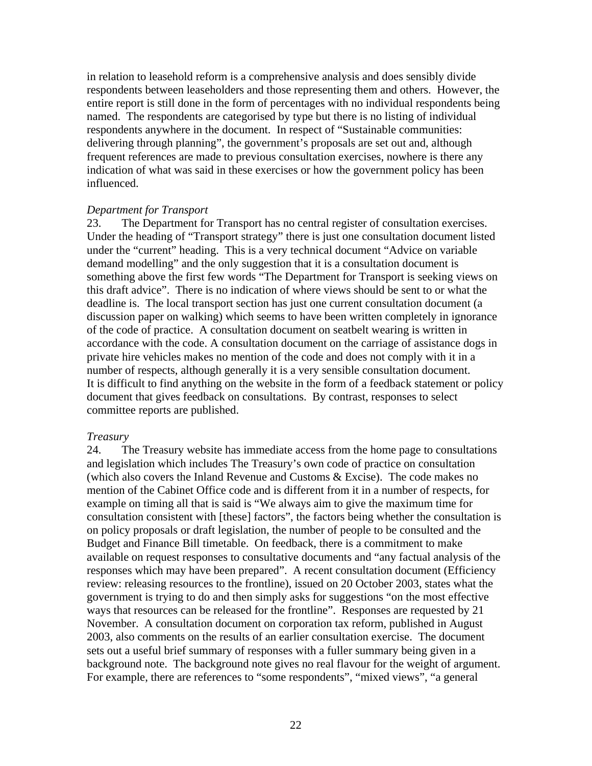in relation to leasehold reform is a comprehensive analysis and does sensibly divide respondents between leaseholders and those representing them and others. However, the entire report is still done in the form of percentages with no individual respondents being named. The respondents are categorised by type but there is no listing of individual respondents anywhere in the document. In respect of "Sustainable communities: delivering through planning", the government's proposals are set out and, although frequent references are made to previous consultation exercises, nowhere is there any indication of what was said in these exercises or how the government policy has been influenced.

*Department for Transport*

23. The Department for Transport has no central register of consultation exercises. Under the heading of "Transport strategy" there is just one consultation document listed under the "current" heading. This is a very technical document "Advice on variable demand modelling" and the only suggestion that it is a consultation document is something above the first few words "The Department for Transport is seeking views on this draft advice". There is no indication of where views should be sent to or what the deadline is. The local transport section has just one current consultation document (a discussion paper on walking) which seems to have been written completely in ignorance of the code of practice. A consultation document on seatbelt wearing is written in accordance with the code. A consultation document on the carriage of assistance dogs in private hire vehicles makes no mention of the code and does not comply with it in a number of respects, although generally it is a very sensible consultation document. It is difficult to find anything on the website in the form of a feedback statement or policy document that gives feedback on consultations. By contrast, responses to select committee reports are published.

*Treasury*

24. The Treasury website has immediate access from the home page to consultations and legislation which includes The Treasury's own code of practice on consultation (which also covers the Inland Revenue and Customs & Excise). The code makes no mention of the Cabinet Office code and is different from it in a number of respects, for example on timing all that is said is "We always aim to give the maximum time for consultation consistent with [these] factors", the factors being whether the consultation is on policy proposals or draft legislation, the number of people to be consulted and the Budget and Finance Bill timetable. On feedback, there is a commitment to make available on request responses to consultative documents and "any factual analysis of the responses which may have been prepared". A recent consultation document (Efficiency review: releasing resources to the frontline), issued on 20 October 2003, states what the government is trying to do and then simply asks for suggestions "on the most effective ways that resources can be released for the frontline". Responses are requested by 21 November. A consultation document on corporation tax reform, published in August 2003, also comments on the results of an earlier consultation exercise. The document sets out a useful brief summary of responses with a fuller summary being given in a background note. The background note gives no real flavour for the weight of argument. For example, there are references to "some respondents", "mixed views", "a general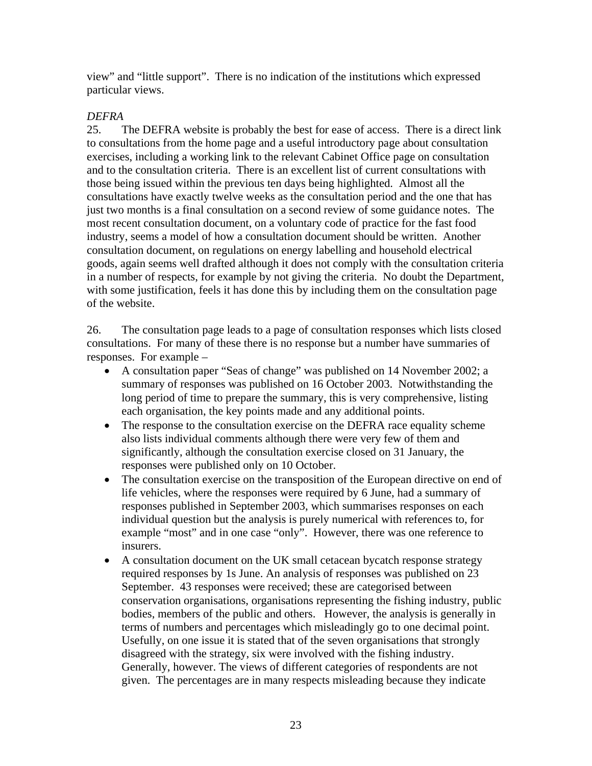view" and "little support". There is no indication of the institutions which expressed particular views.

*DEFRA*

25. The DEFRA website is probably the best for ease of access. There is a direct link to consultations from the home page and a useful introductory page about consultation exercises, including a working link to the relevant Cabinet Office page on consultation and to the consultation criteria. There is an excellent list of current consultations with those being issued within the previous ten days being highlighted. Almost all the consultations have exactly twelve weeks as the consultation period and the one that has just two months is a final consultation on a second review of some guidance notes. The most recent consultation document, on a voluntary code of practice for the fast food industry, seems a model of how a consultation document should be written. Another consultation document, on regulations on energy labelling and household electrical goods, again seems well drafted although it does not comply with the consultation criteria in a number of respects, for example by not giving the criteria. No doubt the Department, with some justification, feels it has done this by including them on the consultation page of the website.

26. The consultation page leads to a page of consultation responses which lists closed consultations. For many of these there is no response but a number have summaries of responses. For example –

- A consultation paper "Seas of change" was published on 14 November 2002; a summary of responses was published on 16 October 2003. Notwithstanding the long period of time to prepare the summary, this is very comprehensive, listing each organisation, the key points made and any additional points.
- The response to the consultation exercise on the DEFRA race equality scheme also lists individual comments although there were very few of them and significantly, although the consultation exercise closed on 31 January, the responses were published only on 10 October.
- The consultation exercise on the transposition of the European directive on end of life vehicles, where the responses were required by 6 June, had a summary of responses published in September 2003, which summarises responses on each individual question but the analysis is purely numerical with references to, for example "most" and in one case "only". However, there was one reference to insurers.
- A consultation document on the UK small cetacean bycatch response strategy required responses by 1s June. An analysis of responses was published on 23 September. 43 responses were received; these are categorised between conservation organisations, organisations representing the fishing industry, public bodies, members of the public and others. However, the analysis is generally in terms of numbers and percentages which misleadingly go to one decimal point. Usefully, on one issue it is stated that of the seven organisations that strongly disagreed with the strategy, six were involved with the fishing industry. Generally, however. The views of different categories of respondents are not given. The percentages are in many respects misleading because they indicate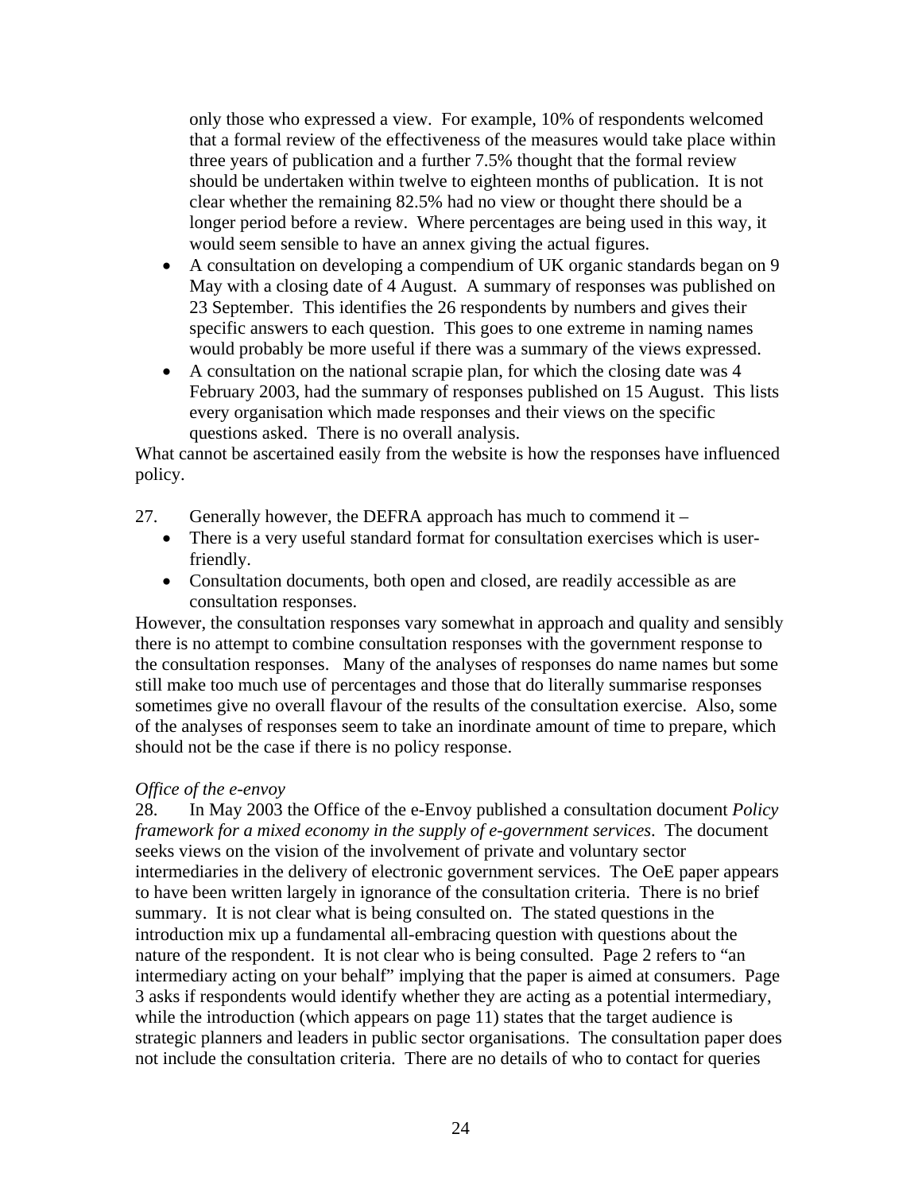only those who expressed a view. For example, 10% of respondents welcomed that a formal review of the effectiveness of the measures would take place within three years of publication and a further 7.5% thought that the formal review should be undertaken within twelve to eighteen months of publication. It is not clear whether the remaining 82.5% had no view or thought there should be a longer period before a review. Where percentages are being used in this way, it would seem sensible to have an annex giving the actual figures.

- A consultation on developing a compendium of UK organic standards began on 9 May with a closing date of 4 August. A summary of responses was published on 23 September. This identifies the 26 respondents by numbers and gives their specific answers to each question. This goes to one extreme in naming names would probably be more useful if there was a summary of the views expressed.
- A consultation on the national scrapie plan, for which the closing date was 4 February 2003, had the summary of responses published on 15 August. This lists every organisation which made responses and their views on the specific questions asked. There is no overall analysis.

What cannot be ascertained easily from the website is how the responses have influenced policy.

27. Generally however, the DEFRA approach has much to commend it –

- There is a very useful standard format for consultation exercises which is user-friendly.
- Consultation documents, both open and closed, are readily accessible as are consultation responses.

However, the consultation responses vary somewhat in approach and quality and sensibly there is no attempt to combine consultation responses with the government response to the consultation responses. Many of the analyses of responses do name names but some still make too much use of percentages and those that do literally summarise responses sometimes give no overall flavour of the results of the consultation exercise. Also, some of the analyses of responses seem to take an inordinate amount of time to prepare, which should not be the case if there is no policy response.

*Office of the e-envoy*

28. In May 2003 the Office of the e-Envoy published a consultation document *Policy framework for a mixed economy in the supply of e-government services*. The document seeks views on the vision of the involvement of private and voluntary sector intermediaries in the delivery of electronic government services. The OeE paper appears to have been written largely in ignorance of the consultation criteria. There is no brief summary. It is not clear what is being consulted on. The stated questions in the introduction mix up a fundamental all-embracing question with questions about the nature of the respondent. It is not clear who is being consulted. Page 2 refers to "an intermediary acting on your behalf" implying that the paper is aimed at consumers. Page 3 asks if respondents would identify whether they are acting as a potential intermediary, while the introduction (which appears on page 11) states that the target audience is strategic planners and leaders in public sector organisations. The consultation paper does not include the consultation criteria. There are no details of who to contact for queries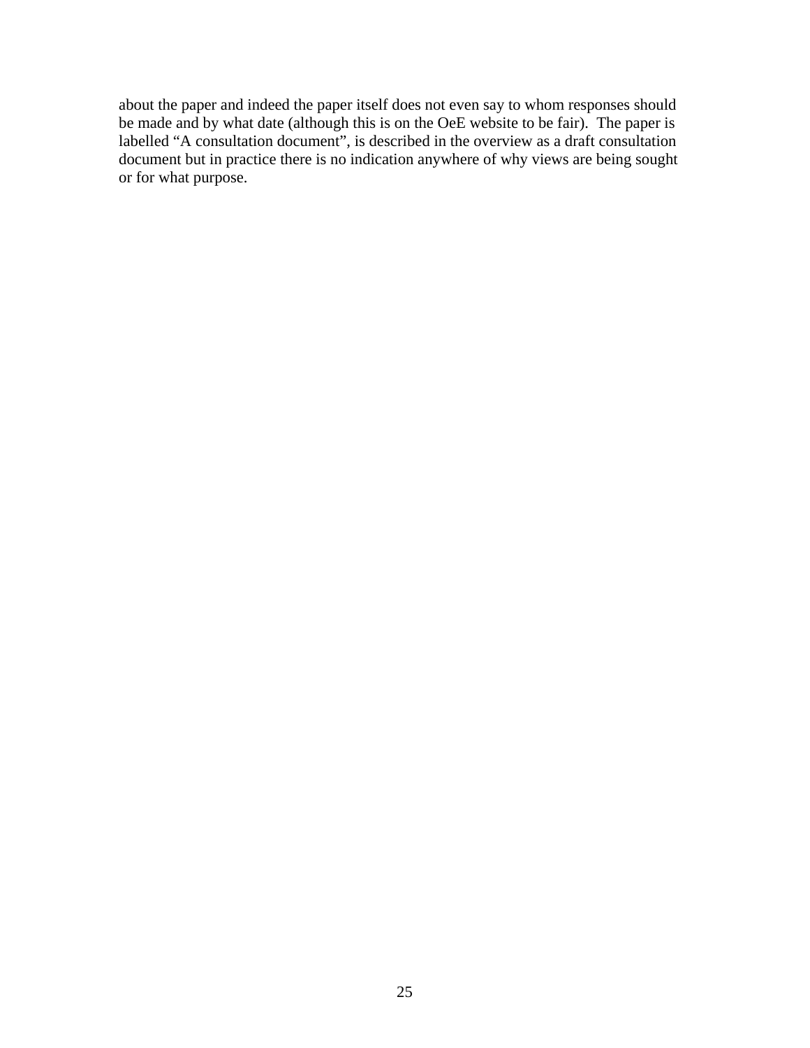about the paper and indeed the paper itself does not even say to whom responses should be made and by what date (although this is on the OeE website to be fair). The paper is labelled "A consultation document", is described in the overview as a draft consultation document but in practice there is no indication anywhere of why views are being sought or for what purpose.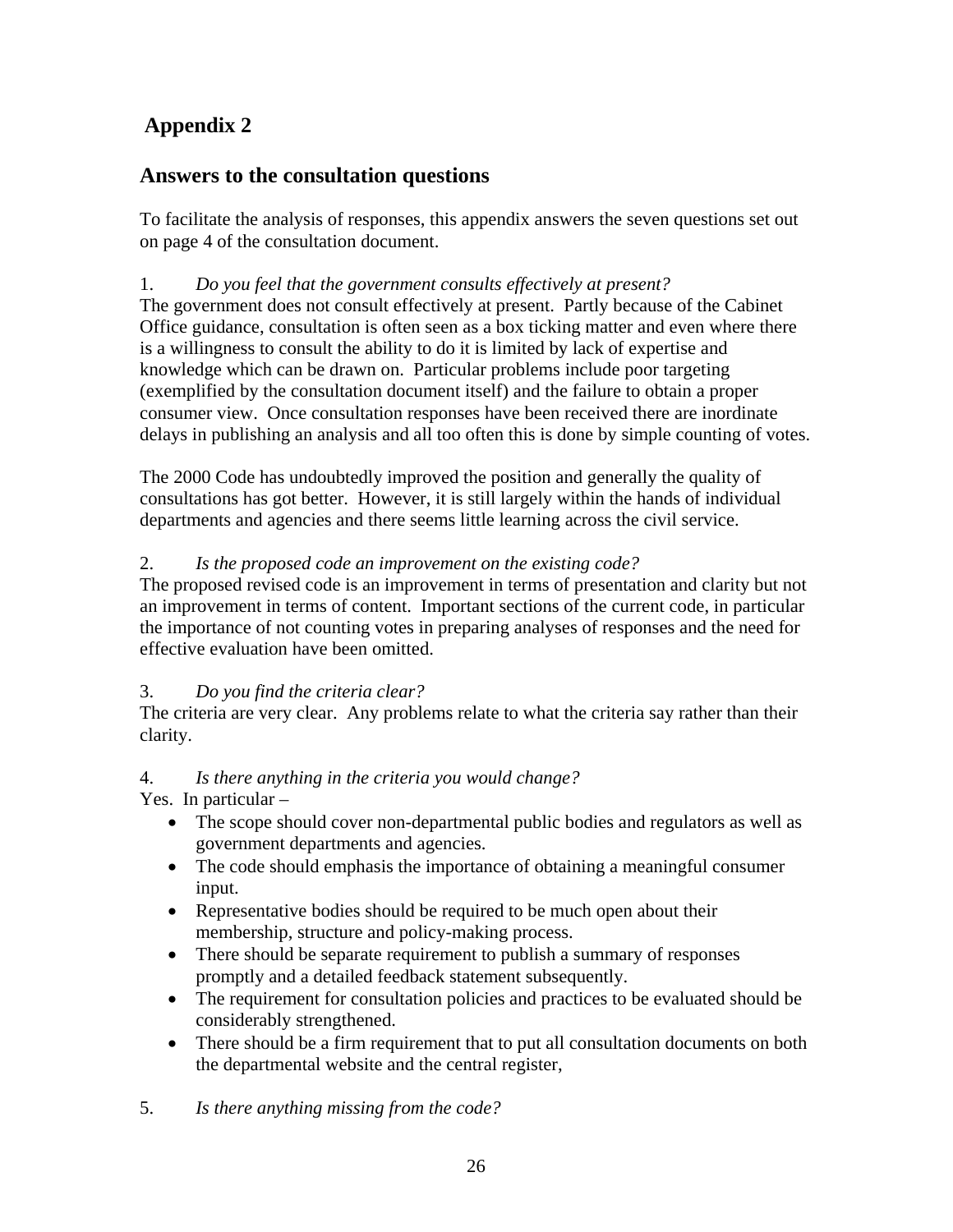# Appendix 2

## Answers to the consultation questions

To facilitate the analysis of responses, this appendix answers the seven questions set out on page 4 of the consultation document.

1. *Do you feel that the government consults effectively at present?*

The government does not consult effectively at present. Partly because of the Cabinet Office guidance, consultation is often seen as a box ticking matter and even where there is a willingness to consult the ability to do it is limited by lack of expertise and knowledge which can be drawn on. Particular problems include poor targeting (exemplified by the consultation document itself) and the failure to obtain a proper consumer view. Once consultation responses have been received there are inordinate delays in publishing an analysis and all too often this is done by simple counting of votes.

The 2000 Code has undoubtedly improved the position and generally the quality of consultations has got better. However, it is still largely within the hands of individual departments and agencies and there seems little learning across the civil service.

2. *Is the proposed code an improvement on the existing code?*

The proposed revised code is an improvement in terms of presentation and clarity but not an improvement in terms of content. Important sections of the current code, in particular the importance of not counting votes in preparing analyses of responses and the need for effective evaluation have been omitted.

3. *Do you find the criteria clear?*

The criteria are very clear. Any problems relate to what the criteria say rather than their clarity.

4. *Is there anything in the criteria you would change?*

Yes. In particular –

- The scope should cover non-departmental public bodies and regulators as well as government departments and agencies.
- The code should emphasis the importance of obtaining a meaningful consumer input.
- Representative bodies should be required to be much open about their membership, structure and policy-making process.
- There should be separate requirement to publish a summary of responses promptly and a detailed feedback statement subsequently.
- The requirement for consultation policies and practices to be evaluated should be considerably strengthened.
- There should be a firm requirement that to put all consultation documents on both the departmental website and the central register,

5. *Is there anything missing from the code?*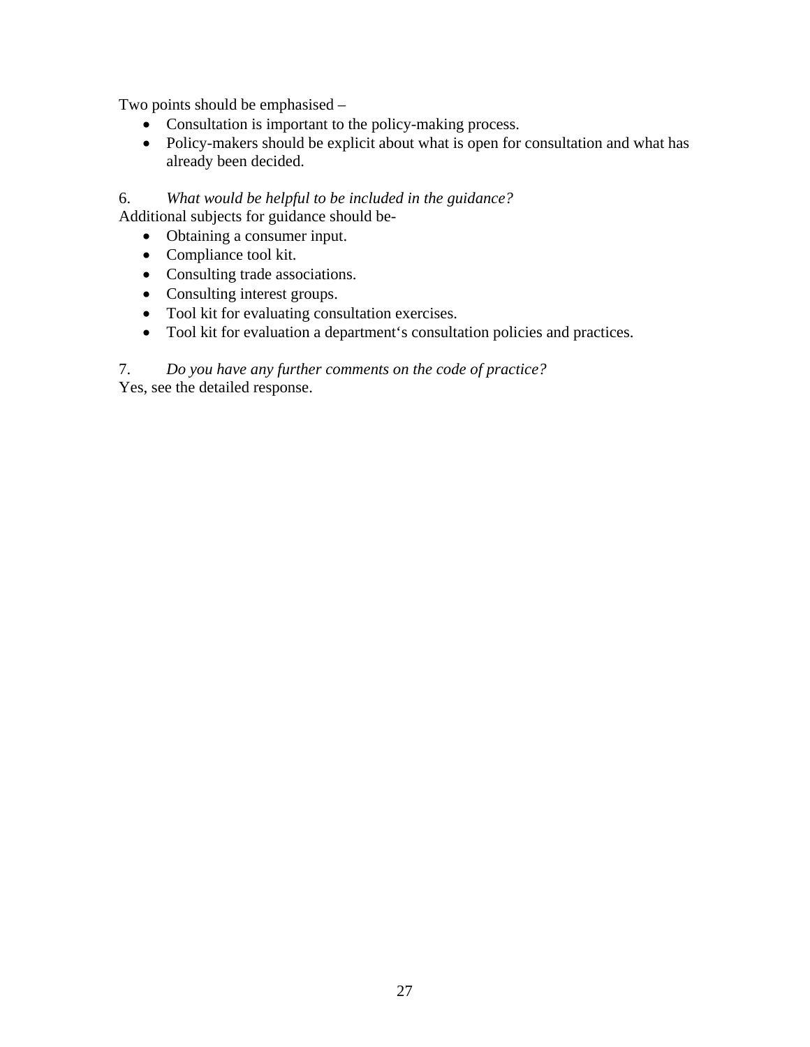Two points should be emphasised –

- Consultation is important to the policy-making process.
- Policy-makers should be explicit about what is open for consultation and what has already been decided.

6. *What would be helpful to be included in the guidance?*

Additional subjects for guidance should be-

- Obtaining a consumer input.
- Compliance tool kit.
- Consulting trade associations.
- Consulting interest groups.
- Tool kit for evaluating consultation exercises.
- Tool kit for evaluation a department‘s consultation policies and practices.

7. *Do you have any further comments on the code of practice?*

Yes, see the detailed response.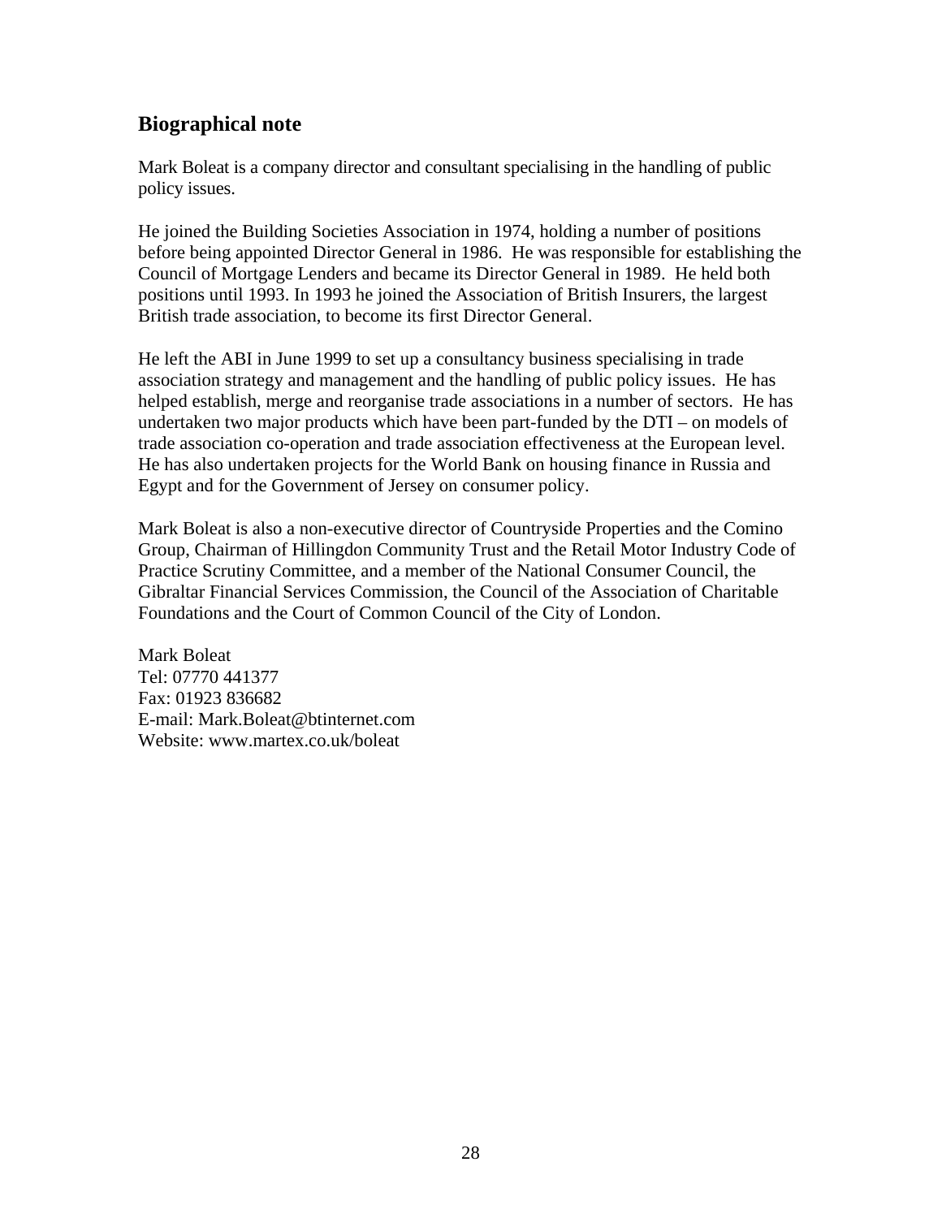## Biographical note

Mark Boleat is a company director and consultant specialising in the handling of public policy issues.

He joined the Building Societies Association in 1974, holding a number of positions before being appointed Director General in 1986. He was responsible for establishing the Council of Mortgage Lenders and became its Director General in 1989. He held both positions until 1993. In 1993 he joined the Association of British Insurers, the largest British trade association, to become its first Director General.

He left the ABI in June 1999 to set up a consultancy business specialising in trade association strategy and management and the handling of public policy issues. He has helped establish, merge and reorganise trade associations in a number of sectors. He has undertaken two major products which have been part-funded by the DTI – on models of trade association co-operation and trade association effectiveness at the European level. He has also undertaken projects for the World Bank on housing finance in Russia and Egypt and for the Government of Jersey on consumer policy.

Mark Boleat is also a non-executive director of Countryside Properties and the Comino Group, Chairman of Hillingdon Community Trust and the Retail Motor Industry Code of Practice Scrutiny Committee, and a member of the National Consumer Council, the Gibraltar Financial Services Commission, the Council of the Association of Charitable Foundations and the Court of Common Council of the City of London.

Mark Boleat
Tel: 07770 441377
Fax: 01923 836682
E-mail: Mark.Boleat@btinternet.com
Website: www.martex.co.uk/boleat